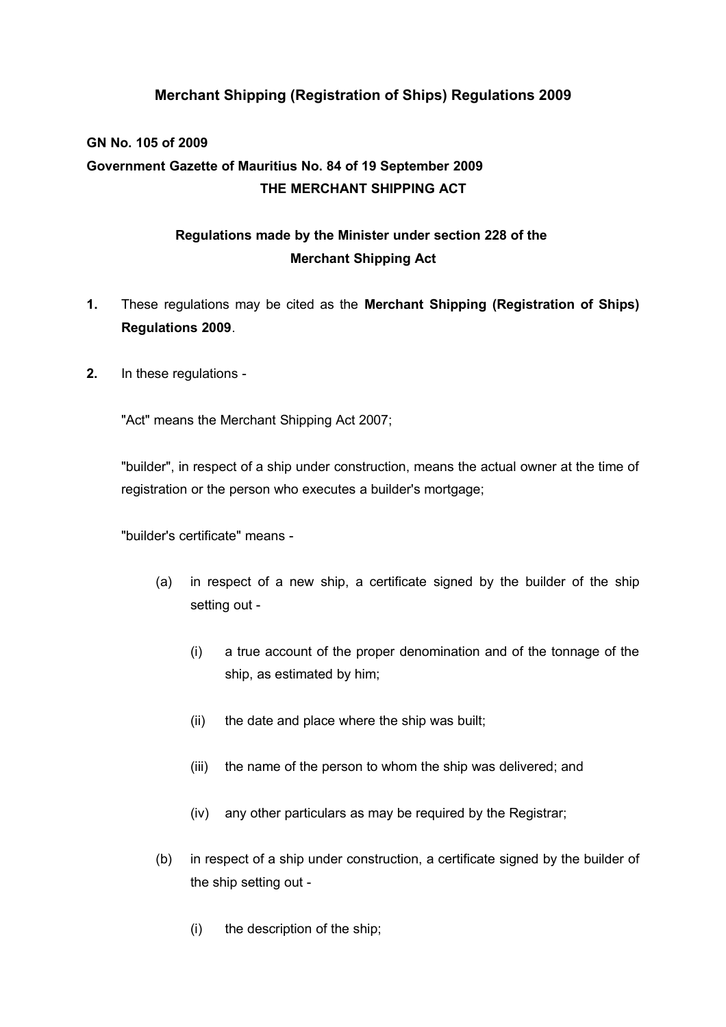# Merchant Shipping (Registration of Ships) Regulations 2009

**GN No. 105 of 2009**

**Government Gazette of Mauritius No. 84 of 19 September 2009**

**THE MERCHANT SHIPPING ACT**

**Regulations made by the Minister under section 228 of the Merchant Shipping Act**

**1.** These regulations may be cited as the **Merchant Shipping (Registration of Ships) Regulations 2009**.

**2.** In these regulations -

"Act" means the Merchant Shipping Act 2007;

"builder", in respect of a ship under construction, means the actual owner at the time of registration or the person who executes a builder's mortgage;

"builder's certificate" means -

- (a) in respect of a new ship, a certificate signed by the builder of the ship setting out -
  - (i) a true account of the proper denomination and of the tonnage of the ship, as estimated by him;
  - (ii) the date and place where the ship was built;
  - (iii) the name of the person to whom the ship was delivered; and
  - (iv) any other particulars as may be required by the Registrar;
- (b) in respect of a ship under construction, a certificate signed by the builder of the ship setting out -
  - (i) the description of the ship;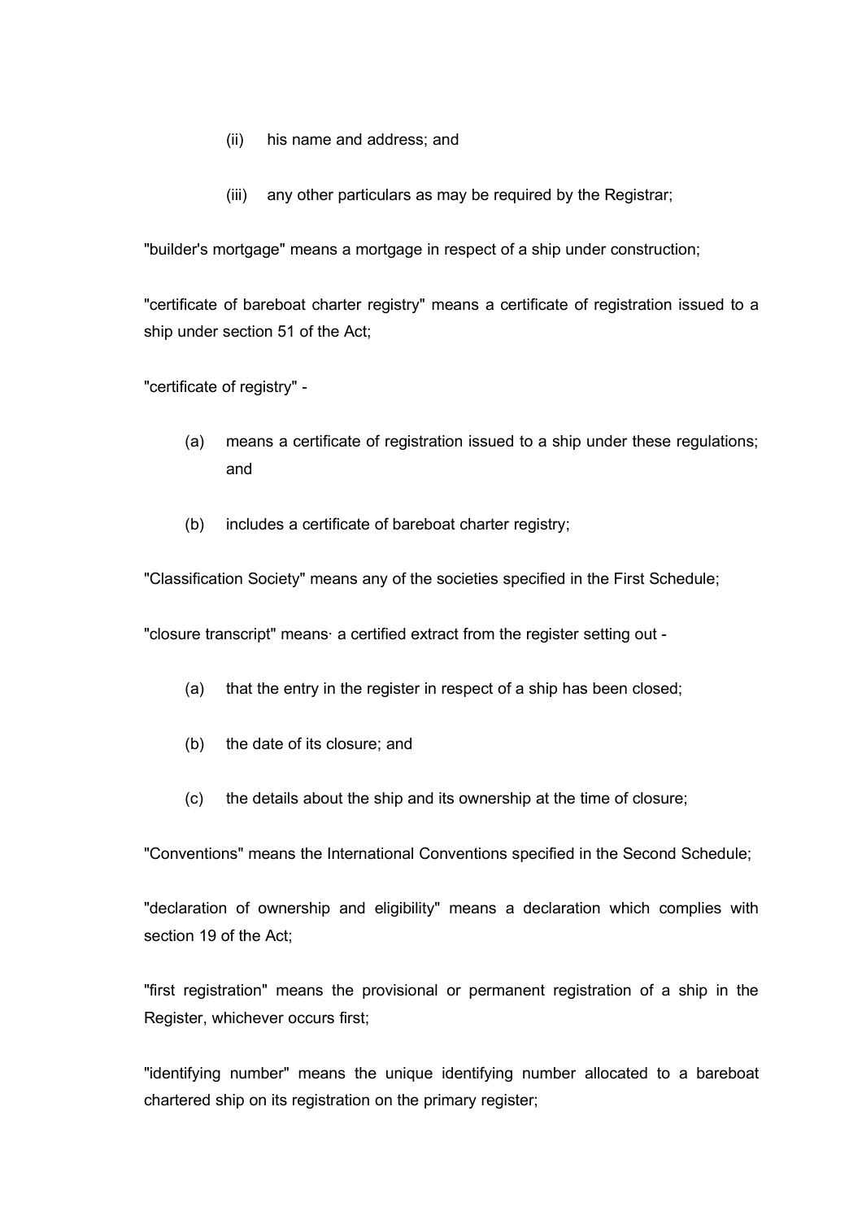(ii) his name and address; and

(iii) any other particulars as may be required by the Registrar;

"builder's mortgage" means a mortgage in respect of a ship under construction;

"certificate of bareboat charter registry" means a certificate of registration issued to a ship under section 51 of the Act;

"certificate of registry" -

(a) means a certificate of registration issued to a ship under these regulations; and

(b) includes a certificate of bareboat charter registry;

"Classification Society" means any of the societies specified in the First Schedule;

"closure transcript" means· a certified extract from the register setting out -

(a) that the entry in the register in respect of a ship has been closed;

(b) the date of its closure; and

(c) the details about the ship and its ownership at the time of closure;

"Conventions" means the International Conventions specified in the Second Schedule;

"declaration of ownership and eligibility" means a declaration which complies with section 19 of the Act;

"first registration" means the provisional or permanent registration of a ship in the Register, whichever occurs first;

"identifying number" means the unique identifying number allocated to a bareboat chartered ship on its registration on the primary register;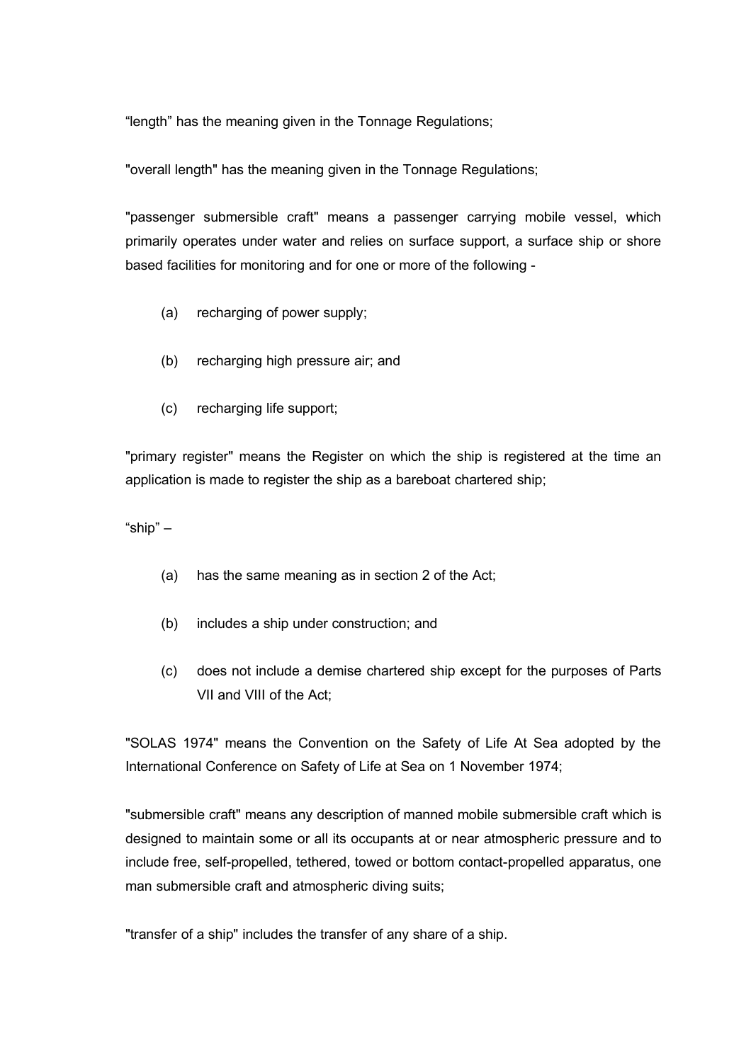“length” has the meaning given in the Tonnage Regulations;

"overall length" has the meaning given in the Tonnage Regulations;

"passenger submersible craft" means a passenger carrying mobile vessel, which primarily operates under water and relies on surface support, a surface ship or shore based facilities for monitoring and for one or more of the following -

(a) recharging of power supply;

(b) recharging high pressure air; and

(c) recharging life support;

"primary register" means the Register on which the ship is registered at the time an application is made to register the ship as a bareboat chartered ship;

“ship” –

(a) has the same meaning as in section 2 of the Act;

(b) includes a ship under construction; and

(c) does not include a demise chartered ship except for the purposes of Parts VII and VIII of the Act;

"SOLAS 1974" means the Convention on the Safety of Life At Sea adopted by the International Conference on Safety of Life at Sea on 1 November 1974;

"submersible craft" means any description of manned mobile submersible craft which is designed to maintain some or all its occupants at or near atmospheric pressure and to include free, self-propelled, tethered, towed or bottom contact-propelled apparatus, one man submersible craft and atmospheric diving suits;

"transfer of a ship" includes the transfer of any share of a ship.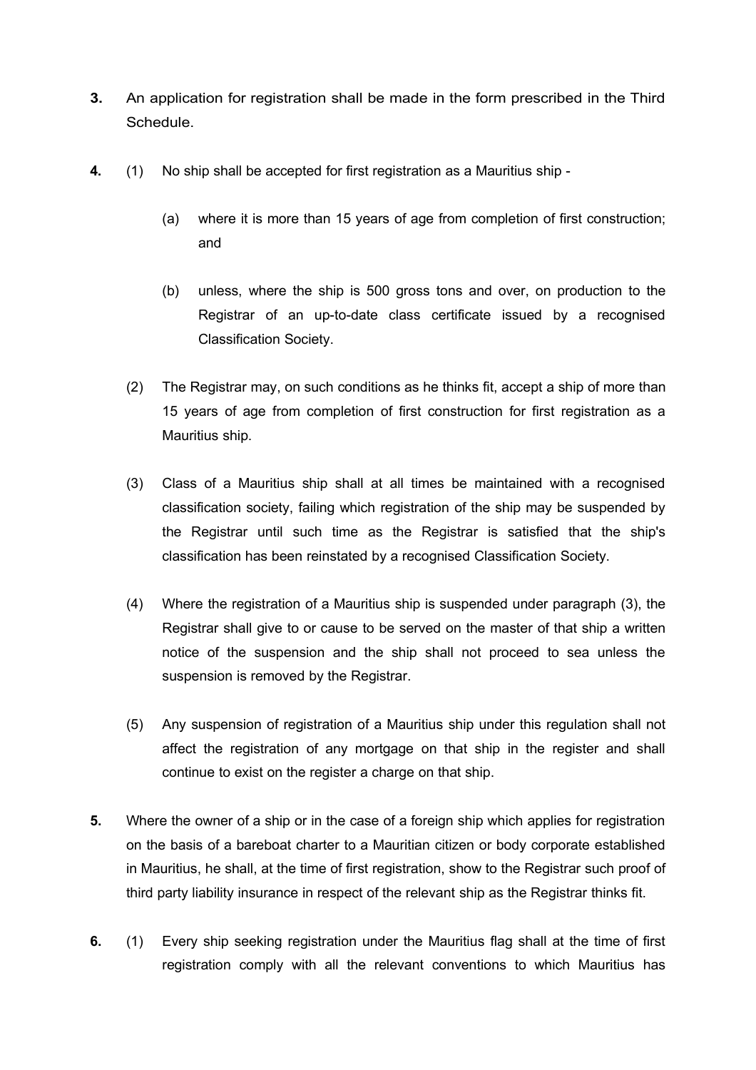**3.** An application for registration shall be made in the form prescribed in the Third Schedule.

**4.** (1) No ship shall be accepted for first registration as a Mauritius ship -

(a) where it is more than 15 years of age from completion of first construction; and

(b) unless, where the ship is 500 gross tons and over, on production to the Registrar of an up-to-date class certificate issued by a recognised Classification Society.

(2) The Registrar may, on such conditions as he thinks fit, accept a ship of more than 15 years of age from completion of first construction for first registration as a Mauritius ship.

(3) Class of a Mauritius ship shall at all times be maintained with a recognised classification society, failing which registration of the ship may be suspended by the Registrar until such time as the Registrar is satisfied that the ship's classification has been reinstated by a recognised Classification Society.

(4) Where the registration of a Mauritius ship is suspended under paragraph (3), the Registrar shall give to or cause to be served on the master of that ship a written notice of the suspension and the ship shall not proceed to sea unless the suspension is removed by the Registrar.

(5) Any suspension of registration of a Mauritius ship under this regulation shall not affect the registration of any mortgage on that ship in the register and shall continue to exist on the register a charge on that ship.

**5.** Where the owner of a ship or in the case of a foreign ship which applies for registration on the basis of a bareboat charter to a Mauritian citizen or body corporate established in Mauritius, he shall, at the time of first registration, show to the Registrar such proof of third party liability insurance in respect of the relevant ship as the Registrar thinks fit.

**6.** (1) Every ship seeking registration under the Mauritius flag shall at the time of first registration comply with all the relevant conventions to which Mauritius has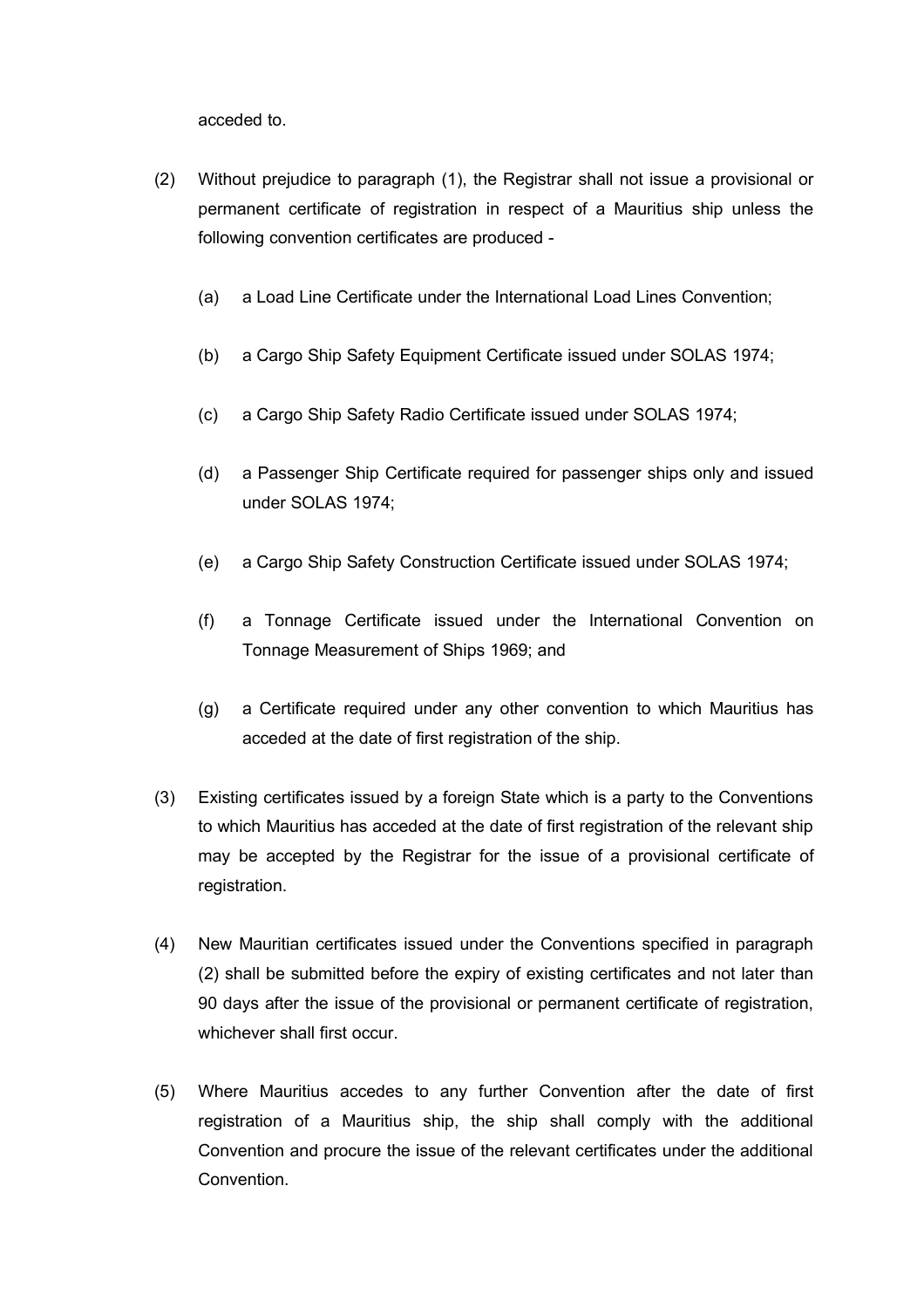acceded to.

(2) Without prejudice to paragraph (1), the Registrar shall not issue a provisional or permanent certificate of registration in respect of a Mauritius ship unless the following convention certificates are produced -

(a) a Load Line Certificate under the International Load Lines Convention;

(b) a Cargo Ship Safety Equipment Certificate issued under SOLAS 1974;

(c) a Cargo Ship Safety Radio Certificate issued under SOLAS 1974;

(d) a Passenger Ship Certificate required for passenger ships only and issued under SOLAS 1974;

(e) a Cargo Ship Safety Construction Certificate issued under SOLAS 1974;

(f) a Tonnage Certificate issued under the International Convention on Tonnage Measurement of Ships 1969; and

(g) a Certificate required under any other convention to which Mauritius has acceded at the date of first registration of the ship.

(3) Existing certificates issued by a foreign State which is a party to the Conventions to which Mauritius has acceded at the date of first registration of the relevant ship may be accepted by the Registrar for the issue of a provisional certificate of registration.

(4) New Mauritian certificates issued under the Conventions specified in paragraph (2) shall be submitted before the expiry of existing certificates and not later than 90 days after the issue of the provisional or permanent certificate of registration, whichever shall first occur.

(5) Where Mauritius accedes to any further Convention after the date of first registration of a Mauritius ship, the ship shall comply with the additional Convention and procure the issue of the relevant certificates under the additional Convention.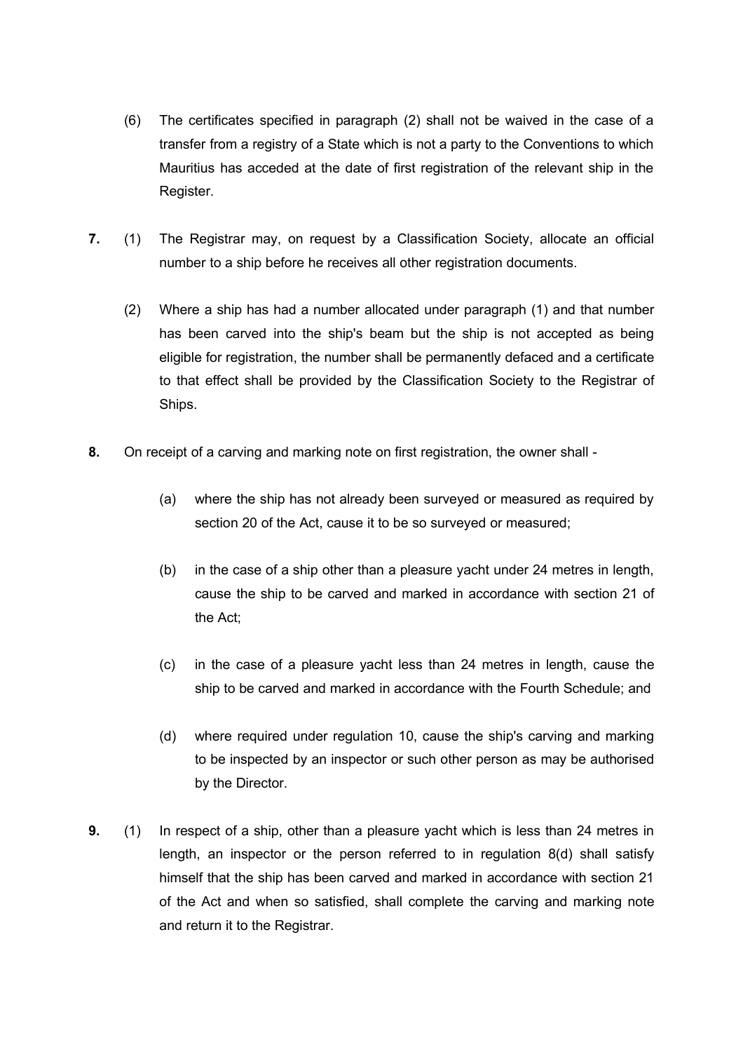(6) The certificates specified in paragraph (2) shall not be waived in the case of a transfer from a registry of a State which is not a party to the Conventions to which Mauritius has acceded at the date of first registration of the relevant ship in the Register.

**7.** (1) The Registrar may, on request by a Classification Society, allocate an official number to a ship before he receives all other registration documents.

(2) Where a ship has had a number allocated under paragraph (1) and that number has been carved into the ship's beam but the ship is not accepted as being eligible for registration, the number shall be permanently defaced and a certificate to that effect shall be provided by the Classification Society to the Registrar of Ships.

**8.** On receipt of a carving and marking note on first registration, the owner shall -

(a) where the ship has not already been surveyed or measured as required by section 20 of the Act, cause it to be so surveyed or measured;

(b) in the case of a ship other than a pleasure yacht under 24 metres in length, cause the ship to be carved and marked in accordance with section 21 of the Act;

(c) in the case of a pleasure yacht less than 24 metres in length, cause the ship to be carved and marked in accordance with the Fourth Schedule; and

(d) where required under regulation 10, cause the ship's carving and marking to be inspected by an inspector or such other person as may be authorised by the Director.

**9.** (1) In respect of a ship, other than a pleasure yacht which is less than 24 metres in length, an inspector or the person referred to in regulation 8(d) shall satisfy himself that the ship has been carved and marked in accordance with section 21 of the Act and when so satisfied, shall complete the carving and marking note and return it to the Registrar.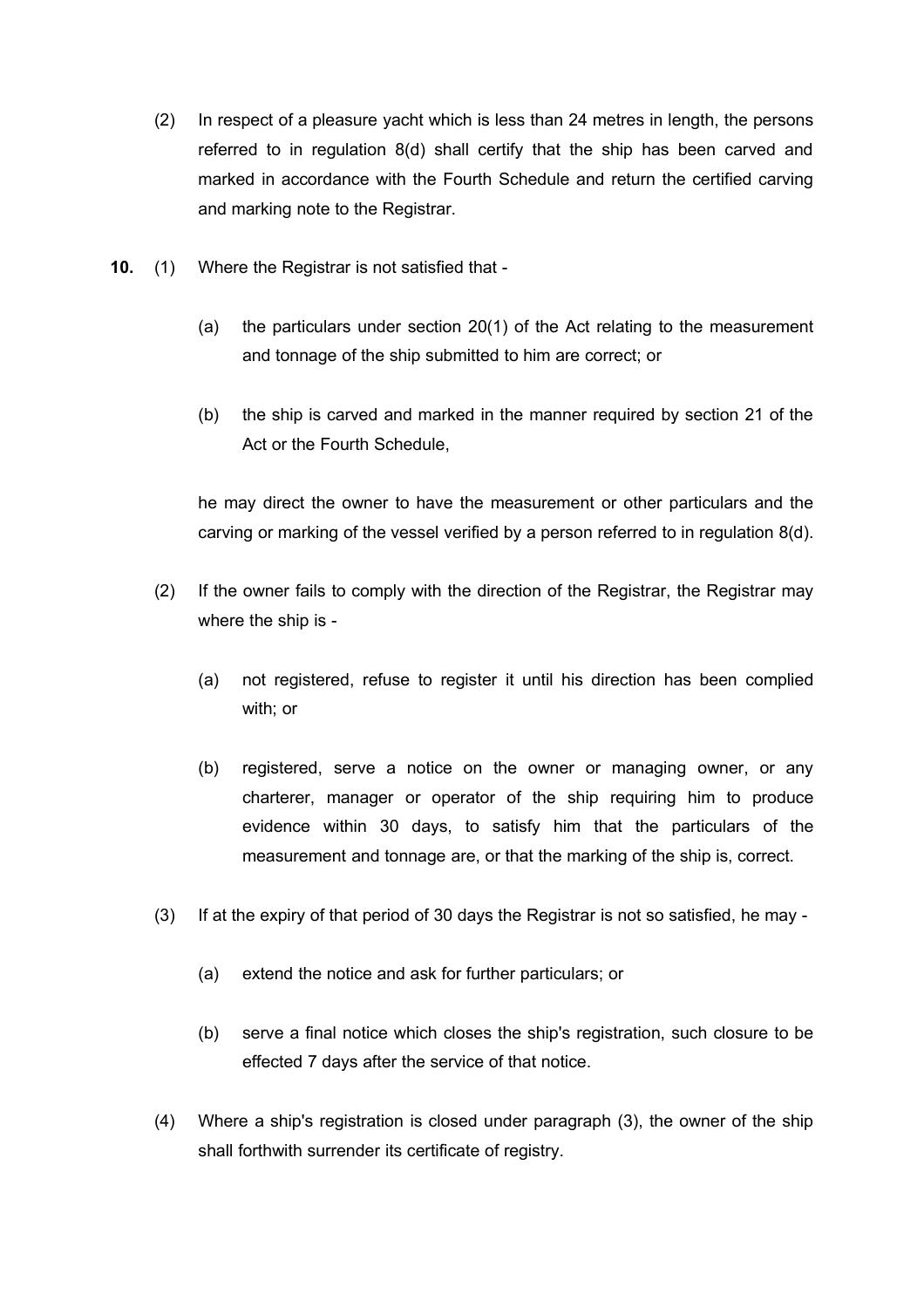(2) In respect of a pleasure yacht which is less than 24 metres in length, the persons referred to in regulation 8(d) shall certify that the ship has been carved and marked in accordance with the Fourth Schedule and return the certified carving and marking note to the Registrar.

**10.** (1) Where the Registrar is not satisfied that -

(a) the particulars under section 20(1) of the Act relating to the measurement and tonnage of the ship submitted to him are correct; or

(b) the ship is carved and marked in the manner required by section 21 of the Act or the Fourth Schedule,

he may direct the owner to have the measurement or other particulars and the carving or marking of the vessel verified by a person referred to in regulation 8(d).

(2) If the owner fails to comply with the direction of the Registrar, the Registrar may where the ship is -

(a) not registered, refuse to register it until his direction has been complied with; or

(b) registered, serve a notice on the owner or managing owner, or any charterer, manager or operator of the ship requiring him to produce evidence within 30 days, to satisfy him that the particulars of the measurement and tonnage are, or that the marking of the ship is, correct.

(3) If at the expiry of that period of 30 days the Registrar is not so satisfied, he may -

(a) extend the notice and ask for further particulars; or

(b) serve a final notice which closes the ship's registration, such closure to be effected 7 days after the service of that notice.

(4) Where a ship's registration is closed under paragraph (3), the owner of the ship shall forthwith surrender its certificate of registry.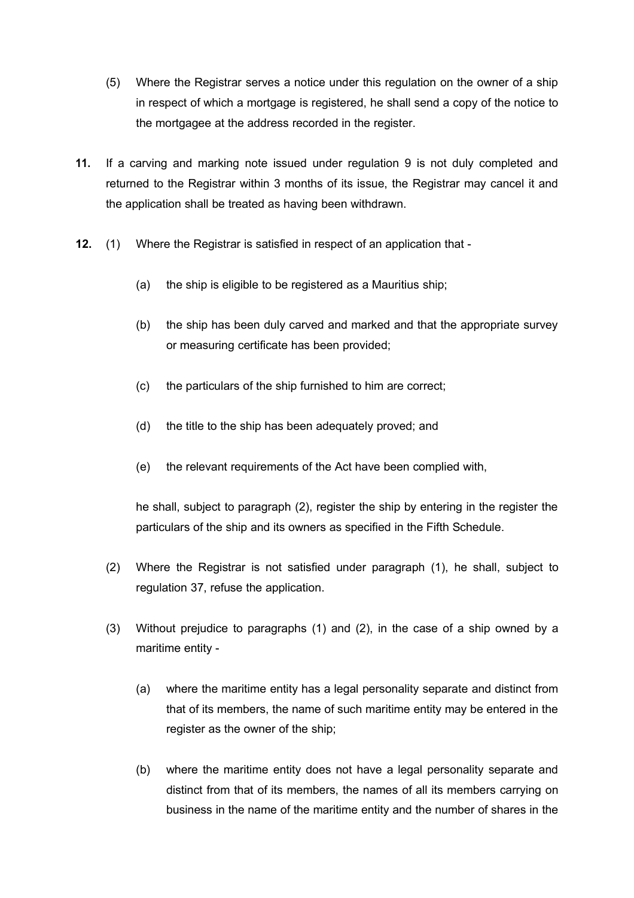(5) Where the Registrar serves a notice under this regulation on the owner of a ship in respect of which a mortgage is registered, he shall send a copy of the notice to the mortgagee at the address recorded in the register.

**11.** If a carving and marking note issued under regulation 9 is not duly completed and returned to the Registrar within 3 months of its issue, the Registrar may cancel it and the application shall be treated as having been withdrawn.

**12.** (1) Where the Registrar is satisfied in respect of an application that -

(a) the ship is eligible to be registered as a Mauritius ship;

(b) the ship has been duly carved and marked and that the appropriate survey or measuring certificate has been provided;

(c) the particulars of the ship furnished to him are correct;

(d) the title to the ship has been adequately proved; and

(e) the relevant requirements of the Act have been complied with,

he shall, subject to paragraph (2), register the ship by entering in the register the particulars of the ship and its owners as specified in the Fifth Schedule.

(2) Where the Registrar is not satisfied under paragraph (1), he shall, subject to regulation 37, refuse the application.

(3) Without prejudice to paragraphs (1) and (2), in the case of a ship owned by a maritime entity -

(a) where the maritime entity has a legal personality separate and distinct from that of its members, the name of such maritime entity may be entered in the register as the owner of the ship;

(b) where the maritime entity does not have a legal personality separate and distinct from that of its members, the names of all its members carrying on business in the name of the maritime entity and the number of shares in the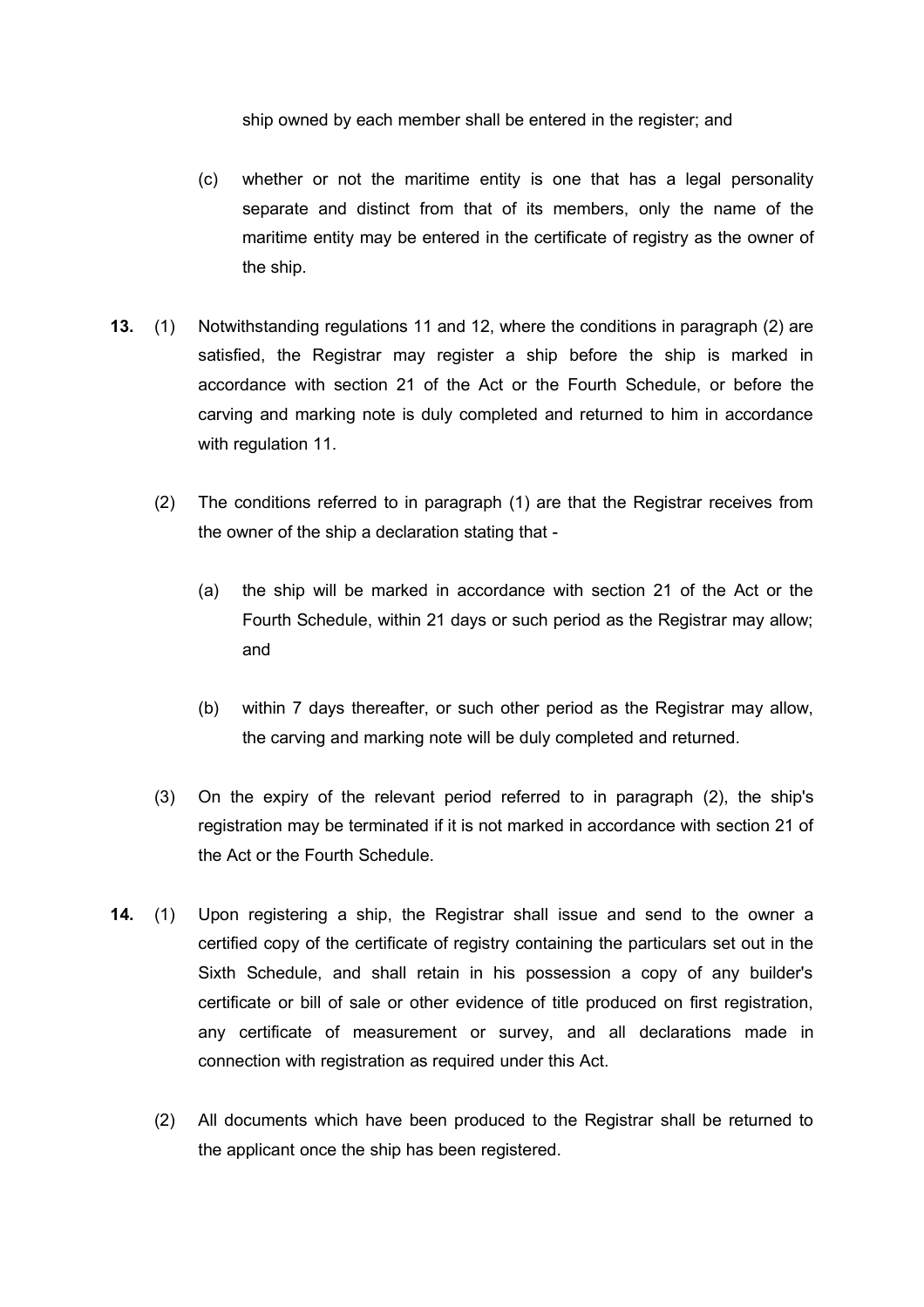ship owned by each member shall be entered in the register; and

(c) whether or not the maritime entity is one that has a legal personality separate and distinct from that of its members, only the name of the maritime entity may be entered in the certificate of registry as the owner of the ship.

**13.** (1) Notwithstanding regulations 11 and 12, where the conditions in paragraph (2) are satisfied, the Registrar may register a ship before the ship is marked in accordance with section 21 of the Act or the Fourth Schedule, or before the carving and marking note is duly completed and returned to him in accordance with regulation 11.

(2) The conditions referred to in paragraph (1) are that the Registrar receives from the owner of the ship a declaration stating that -

(a) the ship will be marked in accordance with section 21 of the Act or the Fourth Schedule, within 21 days or such period as the Registrar may allow; and

(b) within 7 days thereafter, or such other period as the Registrar may allow, the carving and marking note will be duly completed and returned.

(3) On the expiry of the relevant period referred to in paragraph (2), the ship's registration may be terminated if it is not marked in accordance with section 21 of the Act or the Fourth Schedule.

**14.** (1) Upon registering a ship, the Registrar shall issue and send to the owner a certified copy of the certificate of registry containing the particulars set out in the Sixth Schedule, and shall retain in his possession a copy of any builder's certificate or bill of sale or other evidence of title produced on first registration, any certificate of measurement or survey, and all declarations made in connection with registration as required under this Act.

(2) All documents which have been produced to the Registrar shall be returned to the applicant once the ship has been registered.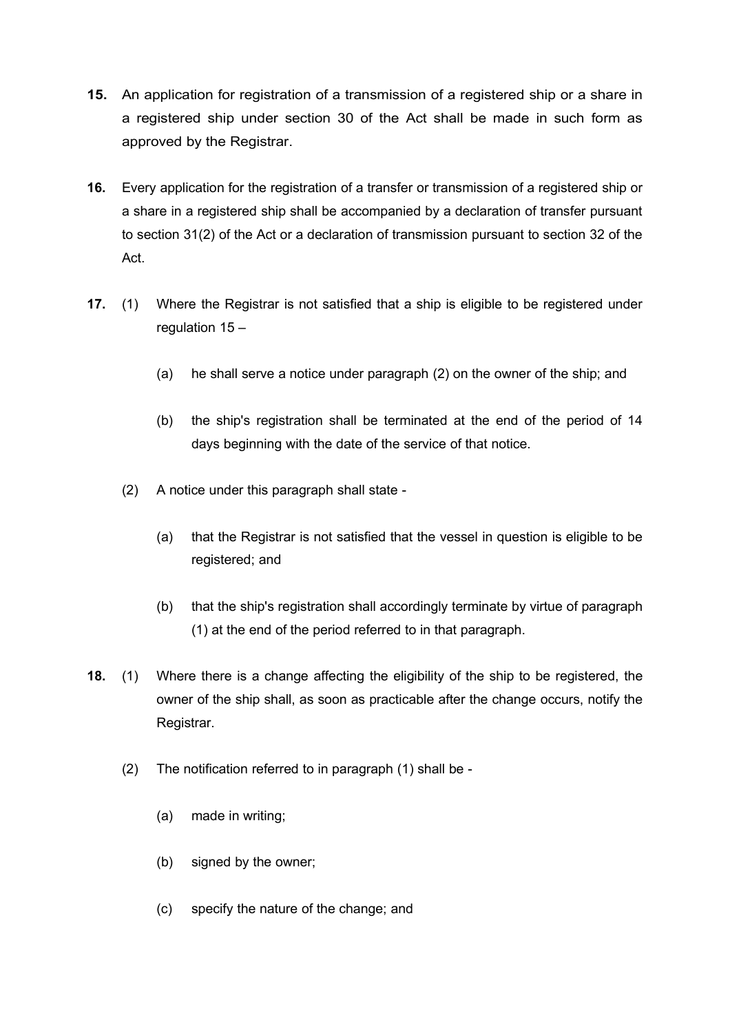**15.** An application for registration of a transmission of a registered ship or a share in a registered ship under section 30 of the Act shall be made in such form as approved by the Registrar.

**16.** Every application for the registration of a transfer or transmission of a registered ship or a share in a registered ship shall be accompanied by a declaration of transfer pursuant to section 31(2) of the Act or a declaration of transmission pursuant to section 32 of the Act.

**17.** (1) Where the Registrar is not satisfied that a ship is eligible to be registered under regulation 15 –

(a) he shall serve a notice under paragraph (2) on the owner of the ship; and

(b) the ship's registration shall be terminated at the end of the period of 14 days beginning with the date of the service of that notice.

(2) A notice under this paragraph shall state -

(a) that the Registrar is not satisfied that the vessel in question is eligible to be registered; and

(b) that the ship's registration shall accordingly terminate by virtue of paragraph (1) at the end of the period referred to in that paragraph.

**18.** (1) Where there is a change affecting the eligibility of the ship to be registered, the owner of the ship shall, as soon as practicable after the change occurs, notify the Registrar.

(2) The notification referred to in paragraph (1) shall be -

(a) made in writing;

(b) signed by the owner;

(c) specify the nature of the change; and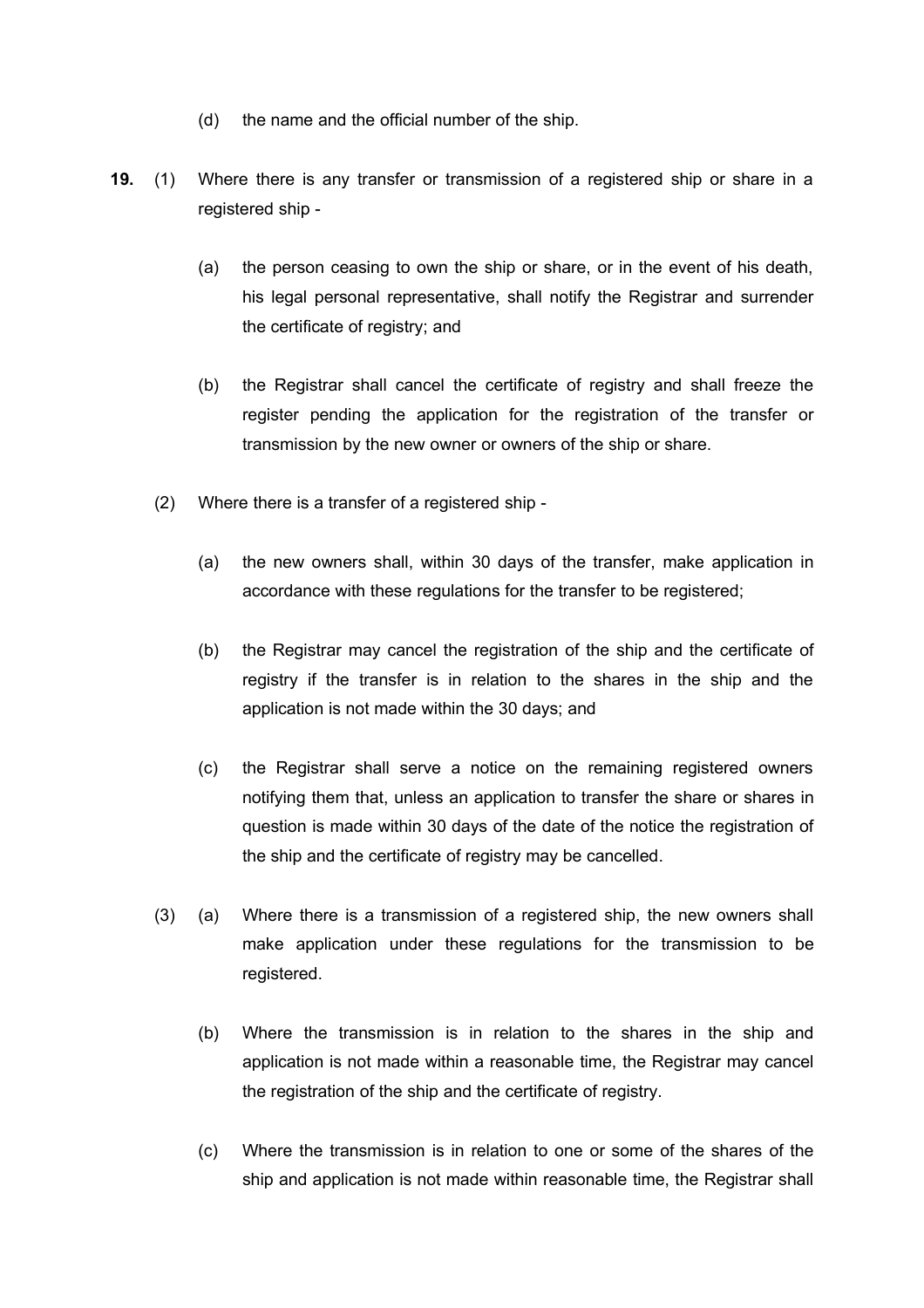(d) the name and the official number of the ship.

**19.** (1) Where there is any transfer or transmission of a registered ship or share in a registered ship -

(a) the person ceasing to own the ship or share, or in the event of his death, his legal personal representative, shall notify the Registrar and surrender the certificate of registry; and

(b) the Registrar shall cancel the certificate of registry and shall freeze the register pending the application for the registration of the transfer or transmission by the new owner or owners of the ship or share.

(2) Where there is a transfer of a registered ship -

(a) the new owners shall, within 30 days of the transfer, make application in accordance with these regulations for the transfer to be registered;

(b) the Registrar may cancel the registration of the ship and the certificate of registry if the transfer is in relation to the shares in the ship and the application is not made within the 30 days; and

(c) the Registrar shall serve a notice on the remaining registered owners notifying them that, unless an application to transfer the share or shares in question is made within 30 days of the date of the notice the registration of the ship and the certificate of registry may be cancelled.

(3) (a) Where there is a transmission of a registered ship, the new owners shall make application under these regulations for the transmission to be registered.

(b) Where the transmission is in relation to the shares in the ship and application is not made within a reasonable time, the Registrar may cancel the registration of the ship and the certificate of registry.

(c) Where the transmission is in relation to one or some of the shares of the ship and application is not made within reasonable time, the Registrar shall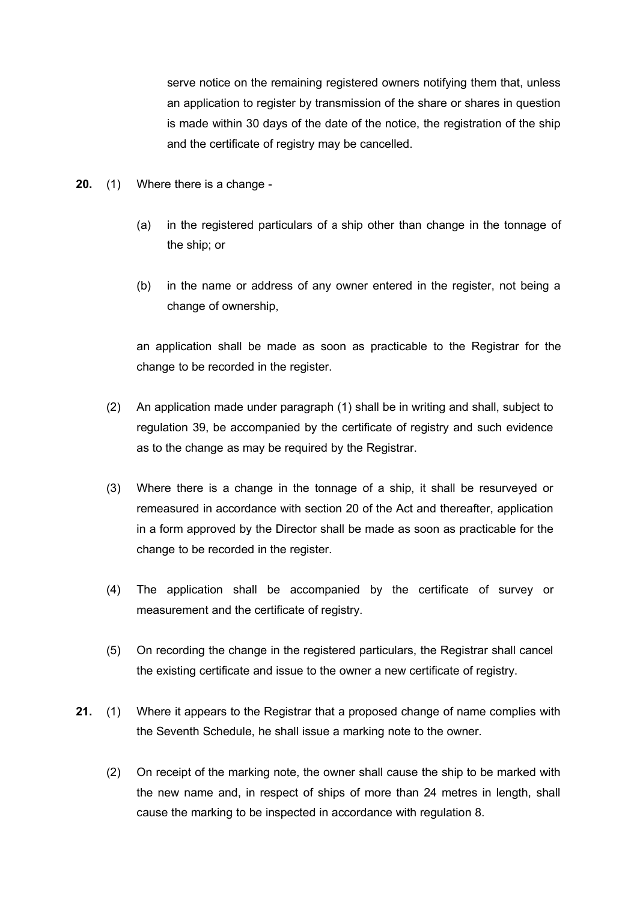serve notice on the remaining registered owners notifying them that, unless an application to register by transmission of the share or shares in question is made within 30 days of the date of the notice, the registration of the ship and the certificate of registry may be cancelled.

**20.** (1) Where there is a change -

(a) in the registered particulars of a ship other than change in the tonnage of the ship; or

(b) in the name or address of any owner entered in the register, not being a change of ownership,

an application shall be made as soon as practicable to the Registrar for the change to be recorded in the register.

(2) An application made under paragraph (1) shall be in writing and shall, subject to regulation 39, be accompanied by the certificate of registry and such evidence as to the change as may be required by the Registrar.

(3) Where there is a change in the tonnage of a ship, it shall be resurveyed or remeasured in accordance with section 20 of the Act and thereafter, application in a form approved by the Director shall be made as soon as practicable for the change to be recorded in the register.

(4) The application shall be accompanied by the certificate of survey or measurement and the certificate of registry.

(5) On recording the change in the registered particulars, the Registrar shall cancel the existing certificate and issue to the owner a new certificate of registry.

**21.** (1) Where it appears to the Registrar that a proposed change of name complies with the Seventh Schedule, he shall issue a marking note to the owner.

(2) On receipt of the marking note, the owner shall cause the ship to be marked with the new name and, in respect of ships of more than 24 metres in length, shall cause the marking to be inspected in accordance with regulation 8.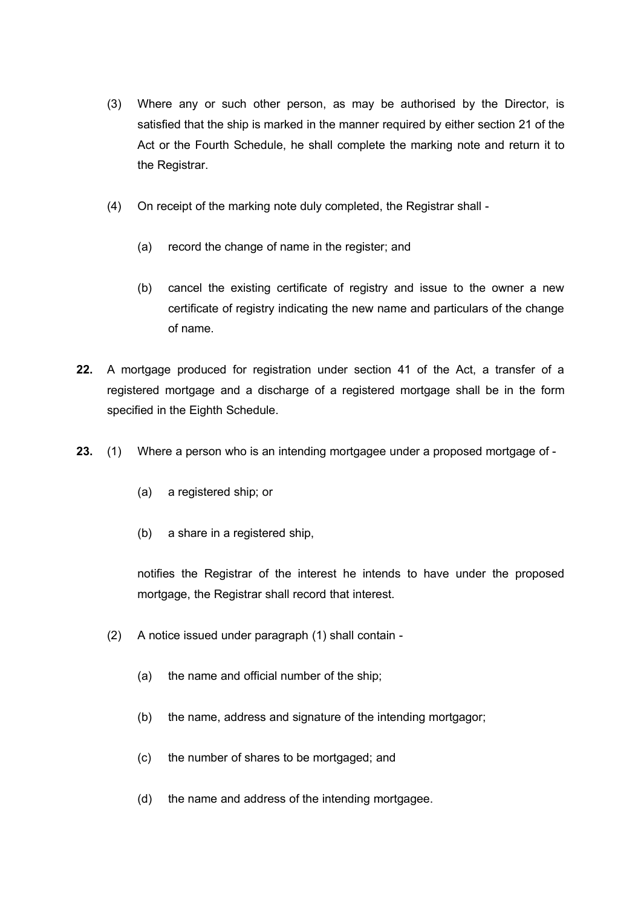(3) Where any or such other person, as may be authorised by the Director, is satisfied that the ship is marked in the manner required by either section 21 of the Act or the Fourth Schedule, he shall complete the marking note and return it to the Registrar.

(4) On receipt of the marking note duly completed, the Registrar shall -

(a) record the change of name in the register; and

(b) cancel the existing certificate of registry and issue to the owner a new certificate of registry indicating the new name and particulars of the change of name.

**22.** A mortgage produced for registration under section 41 of the Act, a transfer of a registered mortgage and a discharge of a registered mortgage shall be in the form specified in the Eighth Schedule.

**23.** (1) Where a person who is an intending mortgagee under a proposed mortgage of -

(a) a registered ship; or

(b) a share in a registered ship,

notifies the Registrar of the interest he intends to have under the proposed mortgage, the Registrar shall record that interest.

(2) A notice issued under paragraph (1) shall contain -

(a) the name and official number of the ship;

(b) the name, address and signature of the intending mortgagor;

(c) the number of shares to be mortgaged; and

(d) the name and address of the intending mortgagee.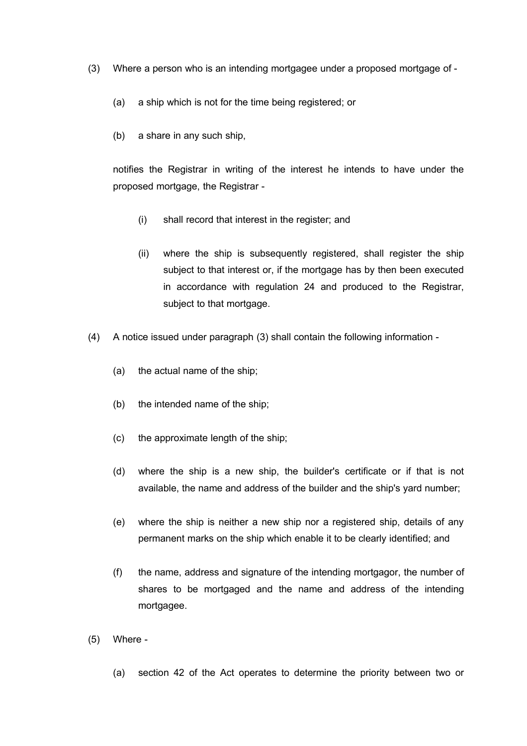(3) Where a person who is an intending mortgagee under a proposed mortgage of -

(a) a ship which is not for the time being registered; or

(b) a share in any such ship,

notifies the Registrar in writing of the interest he intends to have under the proposed mortgage, the Registrar -

(i) shall record that interest in the register; and

(ii) where the ship is subsequently registered, shall register the ship subject to that interest or, if the mortgage has by then been executed in accordance with regulation 24 and produced to the Registrar, subject to that mortgage.

(4) A notice issued under paragraph (3) shall contain the following information -

(a) the actual name of the ship;

(b) the intended name of the ship;

(c) the approximate length of the ship;

(d) where the ship is a new ship, the builder's certificate or if that is not available, the name and address of the builder and the ship's yard number;

(e) where the ship is neither a new ship nor a registered ship, details of any permanent marks on the ship which enable it to be clearly identified; and

(f) the name, address and signature of the intending mortgagor, the number of shares to be mortgaged and the name and address of the intending mortgagee.

(5) Where -

(a) section 42 of the Act operates to determine the priority between two or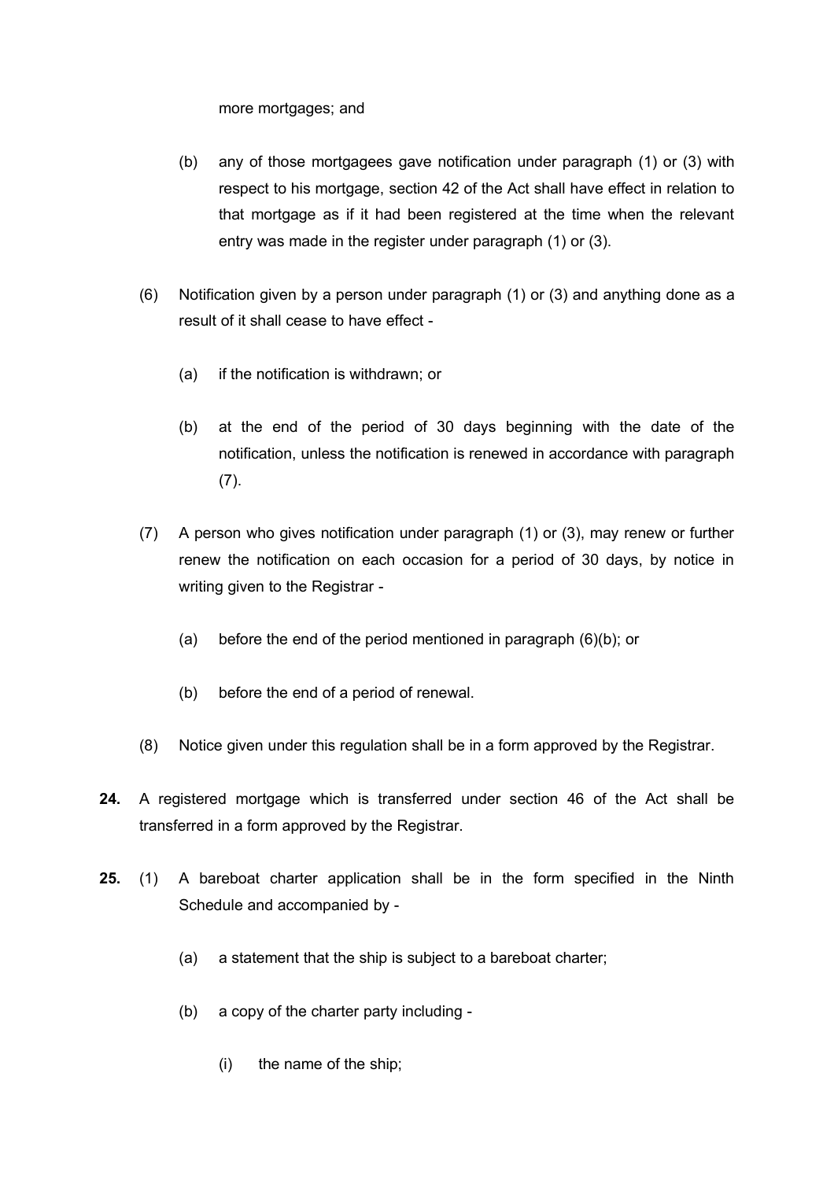more mortgages; and

(b) any of those mortgagees gave notification under paragraph (1) or (3) with respect to his mortgage, section 42 of the Act shall have effect in relation to that mortgage as if it had been registered at the time when the relevant entry was made in the register under paragraph (1) or (3).

(6) Notification given by a person under paragraph (1) or (3) and anything done as a result of it shall cease to have effect -

(a) if the notification is withdrawn; or

(b) at the end of the period of 30 days beginning with the date of the notification, unless the notification is renewed in accordance with paragraph (7).

(7) A person who gives notification under paragraph (1) or (3), may renew or further renew the notification on each occasion for a period of 30 days, by notice in writing given to the Registrar -

(a) before the end of the period mentioned in paragraph (6)(b); or

(b) before the end of a period of renewal.

(8) Notice given under this regulation shall be in a form approved by the Registrar.

**24.** A registered mortgage which is transferred under section 46 of the Act shall be transferred in a form approved by the Registrar.

**25.** (1) A bareboat charter application shall be in the form specified in the Ninth Schedule and accompanied by -

(a) a statement that the ship is subject to a bareboat charter;

(b) a copy of the charter party including -

(i) the name of the ship;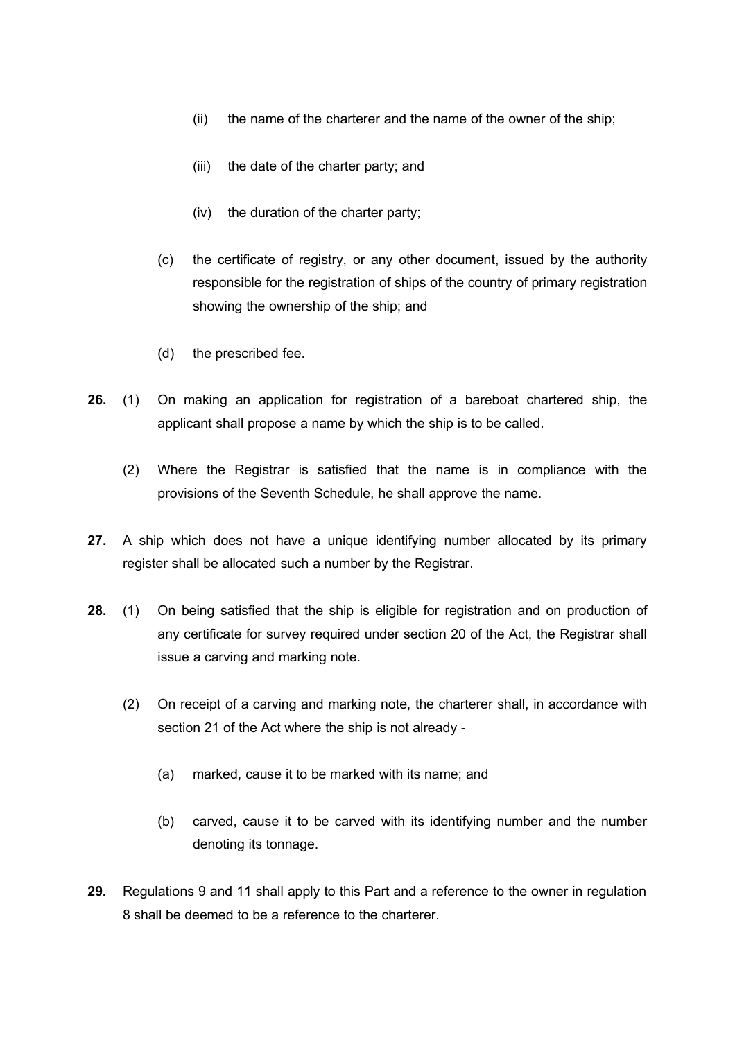(ii) the name of the charterer and the name of the owner of the ship;

(iii) the date of the charter party; and

(iv) the duration of the charter party;

(c) the certificate of registry, or any other document, issued by the authority responsible for the registration of ships of the country of primary registration showing the ownership of the ship; and

(d) the prescribed fee.

**26.** (1) On making an application for registration of a bareboat chartered ship, the applicant shall propose a name by which the ship is to be called.

(2) Where the Registrar is satisfied that the name is in compliance with the provisions of the Seventh Schedule, he shall approve the name.

**27.** A ship which does not have a unique identifying number allocated by its primary register shall be allocated such a number by the Registrar.

**28.** (1) On being satisfied that the ship is eligible for registration and on production of any certificate for survey required under section 20 of the Act, the Registrar shall issue a carving and marking note.

(2) On receipt of a carving and marking note, the charterer shall, in accordance with section 21 of the Act where the ship is not already -

(a) marked, cause it to be marked with its name; and

(b) carved, cause it to be carved with its identifying number and the number denoting its tonnage.

**29.** Regulations 9 and 11 shall apply to this Part and a reference to the owner in regulation 8 shall be deemed to be a reference to the charterer.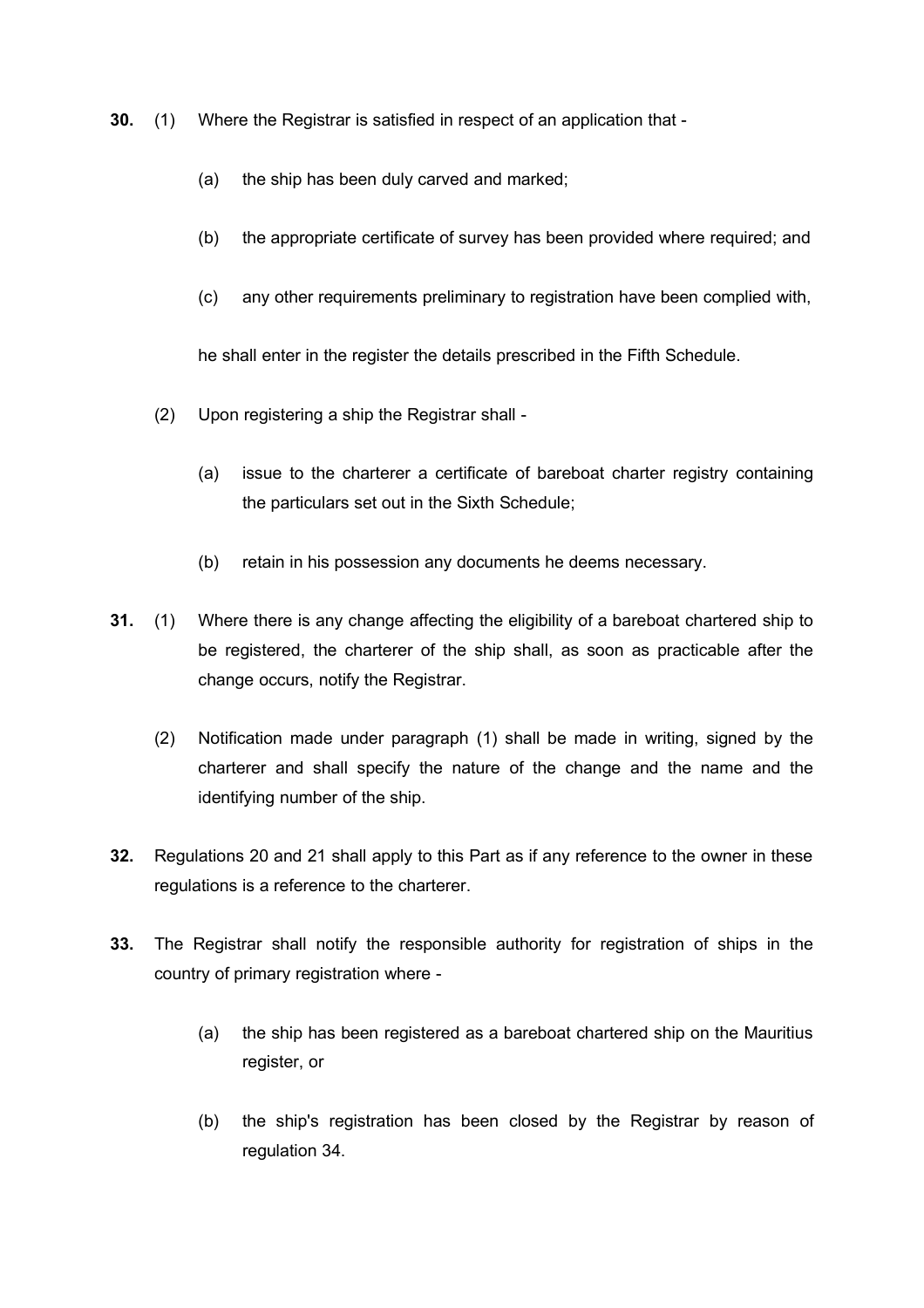**30.** (1) Where the Registrar is satisfied in respect of an application that -

(a) the ship has been duly carved and marked;

(b) the appropriate certificate of survey has been provided where required; and

(c) any other requirements preliminary to registration have been complied with,

he shall enter in the register the details prescribed in the Fifth Schedule.

(2) Upon registering a ship the Registrar shall -

(a) issue to the charterer a certificate of bareboat charter registry containing the particulars set out in the Sixth Schedule;

(b) retain in his possession any documents he deems necessary.

**31.** (1) Where there is any change affecting the eligibility of a bareboat chartered ship to be registered, the charterer of the ship shall, as soon as practicable after the change occurs, notify the Registrar.

(2) Notification made under paragraph (1) shall be made in writing, signed by the charterer and shall specify the nature of the change and the name and the identifying number of the ship.

**32.** Regulations 20 and 21 shall apply to this Part as if any reference to the owner in these regulations is a reference to the charterer.

**33.** The Registrar shall notify the responsible authority for registration of ships in the country of primary registration where -

(a) the ship has been registered as a bareboat chartered ship on the Mauritius register, or

(b) the ship's registration has been closed by the Registrar by reason of regulation 34.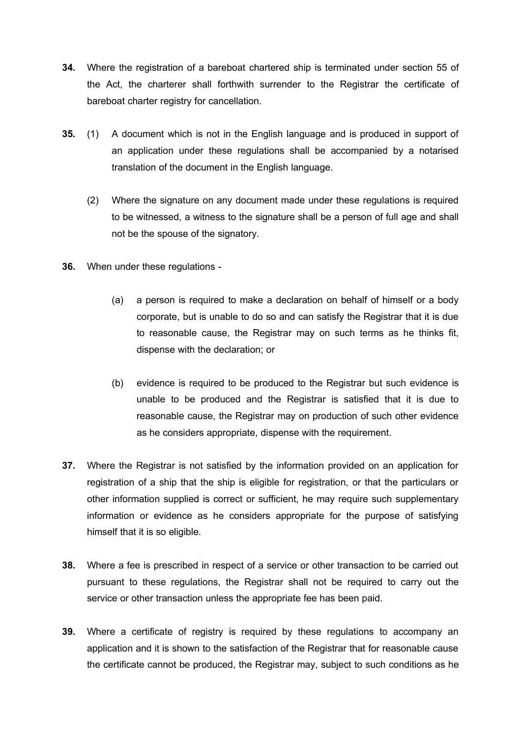**34.** Where the registration of a bareboat chartered ship is terminated under section 55 of the Act, the charterer shall forthwith surrender to the Registrar the certificate of bareboat charter registry for cancellation.

**35.** (1) A document which is not in the English language and is produced in support of an application under these regulations shall be accompanied by a notarised translation of the document in the English language.

(2) Where the signature on any document made under these regulations is required to be witnessed, a witness to the signature shall be a person of full age and shall not be the spouse of the signatory.

**36.** When under these regulations -

(a) a person is required to make a declaration on behalf of himself or a body corporate, but is unable to do so and can satisfy the Registrar that it is due to reasonable cause, the Registrar may on such terms as he thinks fit, dispense with the declaration; or

(b) evidence is required to be produced to the Registrar but such evidence is unable to be produced and the Registrar is satisfied that it is due to reasonable cause, the Registrar may on production of such other evidence as he considers appropriate, dispense with the requirement.

**37.** Where the Registrar is not satisfied by the information provided on an application for registration of a ship that the ship is eligible for registration, or that the particulars or other information supplied is correct or sufficient, he may require such supplementary information or evidence as he considers appropriate for the purpose of satisfying himself that it is so eligible.

**38.** Where a fee is prescribed in respect of a service or other transaction to be carried out pursuant to these regulations, the Registrar shall not be required to carry out the service or other transaction unless the appropriate fee has been paid.

**39.** Where a certificate of registry is required by these regulations to accompany an application and it is shown to the satisfaction of the Registrar that for reasonable cause the certificate cannot be produced, the Registrar may, subject to such conditions as he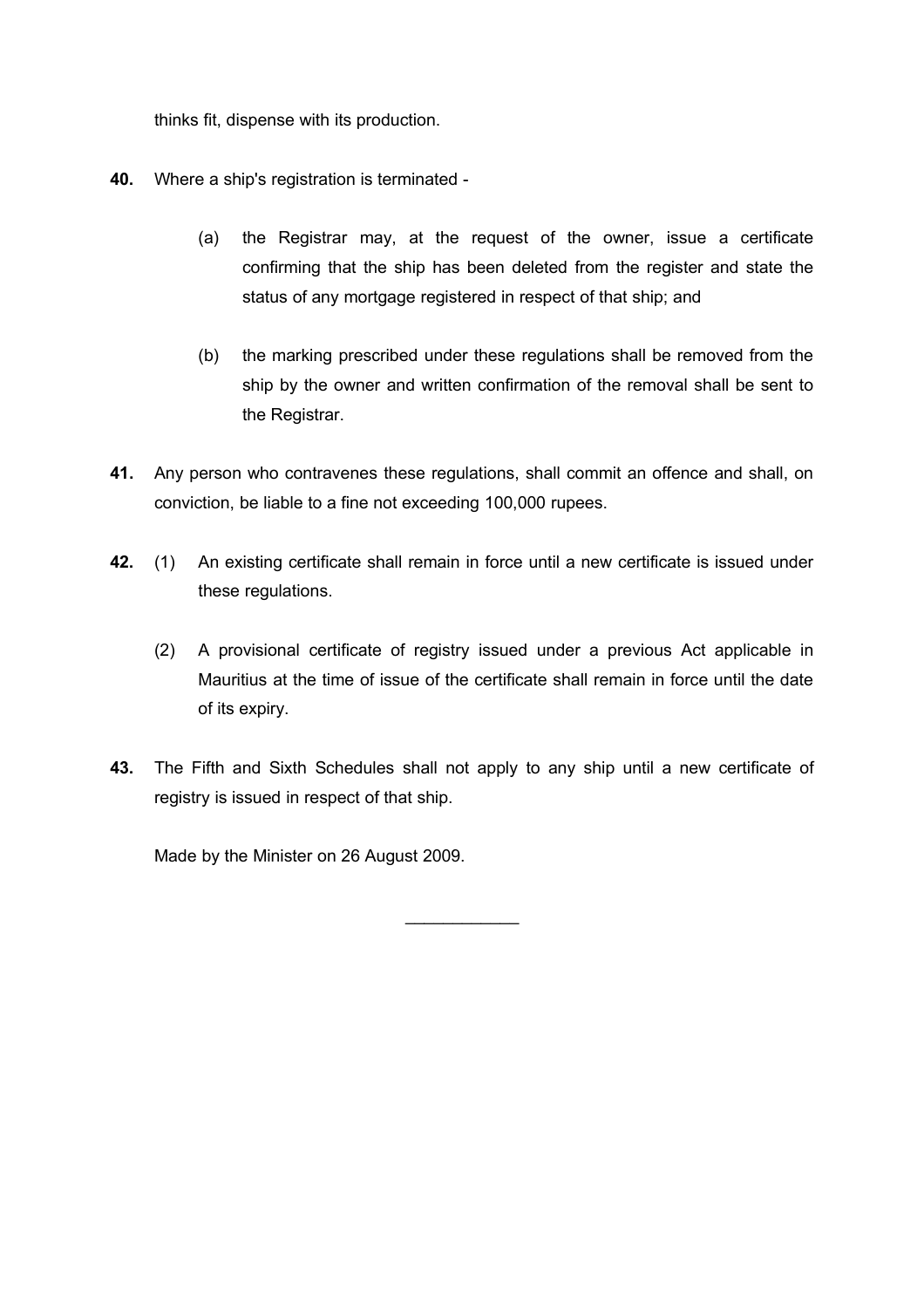thinks fit, dispense with its production.

**40.** Where a ship's registration is terminated -

(a) the Registrar may, at the request of the owner, issue a certificate confirming that the ship has been deleted from the register and state the status of any mortgage registered in respect of that ship; and

(b) the marking prescribed under these regulations shall be removed from the ship by the owner and written confirmation of the removal shall be sent to the Registrar.

**41.** Any person who contravenes these regulations, shall commit an offence and shall, on conviction, be liable to a fine not exceeding 100,000 rupees.

**42.** (1) An existing certificate shall remain in force until a new certificate is issued under these regulations.

(2) A provisional certificate of registry issued under a previous Act applicable in Mauritius at the time of issue of the certificate shall remain in force until the date of its expiry.

**43.** The Fifth and Sixth Schedules shall not apply to any ship until a new certificate of registry is issued in respect of that ship.

Made by the Minister on 26 August 2009.

---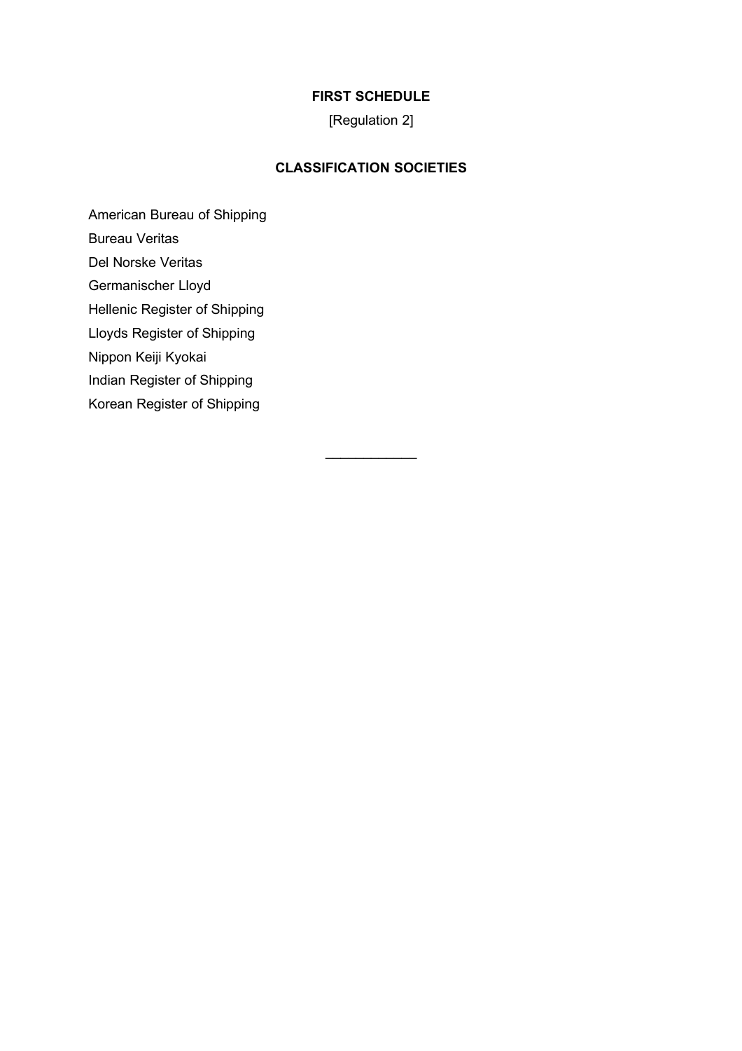## FIRST SCHEDULE

[Regulation 2]

## CLASSIFICATION SOCIETIES

American Bureau of Shipping

Bureau Veritas

Del Norske Veritas

Germanischer Lloyd

Hellenic Register of Shipping

Lloyds Register of Shipping

Nippon Keiji Kyokai

Indian Register of Shipping

Korean Register of Shipping

---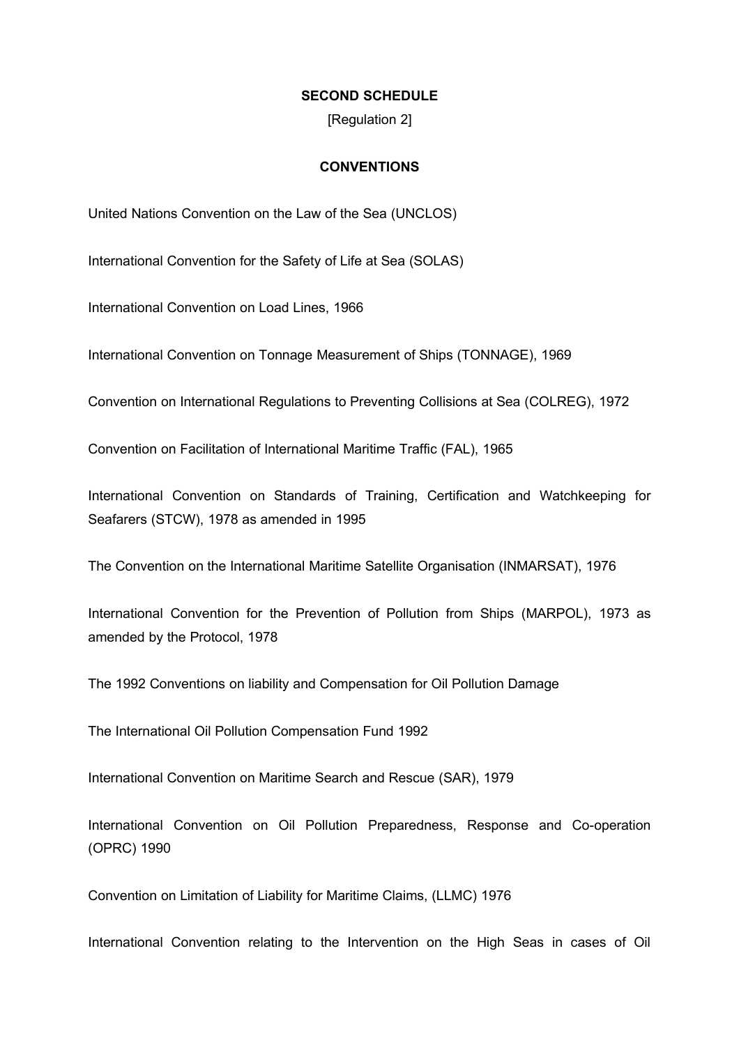**SECOND SCHEDULE**

[Regulation 2]

**CONVENTIONS**

United Nations Convention on the Law of the Sea (UNCLOS)

International Convention for the Safety of Life at Sea (SOLAS)

International Convention on Load Lines, 1966

International Convention on Tonnage Measurement of Ships (TONNAGE), 1969

Convention on International Regulations to Preventing Collisions at Sea (COLREG), 1972

Convention on Facilitation of International Maritime Traffic (FAL), 1965

International Convention on Standards of Training, Certification and Watchkeeping for Seafarers (STCW), 1978 as amended in 1995

The Convention on the International Maritime Satellite Organisation (INMARSAT), 1976

International Convention for the Prevention of Pollution from Ships (MARPOL), 1973 as amended by the Protocol, 1978

The 1992 Conventions on liability and Compensation for Oil Pollution Damage

The International Oil Pollution Compensation Fund 1992

International Convention on Maritime Search and Rescue (SAR), 1979

International Convention on Oil Pollution Preparedness, Response and Co-operation (OPRC) 1990

Convention on Limitation of Liability for Maritime Claims, (LLMC) 1976

International Convention relating to the Intervention on the High Seas in cases of Oil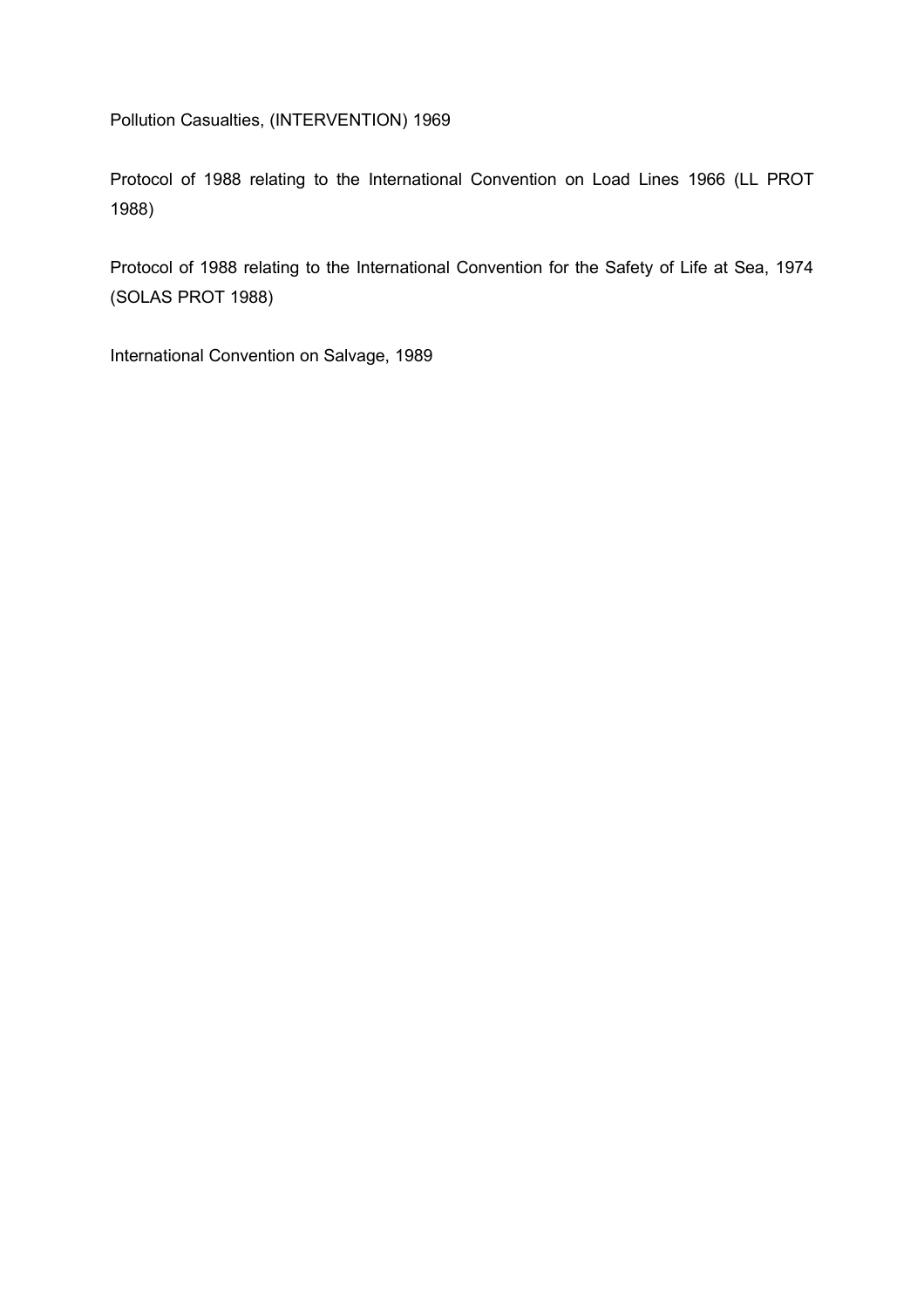Pollution Casualties, (INTERVENTION) 1969

Protocol of 1988 relating to the International Convention on Load Lines 1966 (LL PROT 1988)

Protocol of 1988 relating to the International Convention for the Safety of Life at Sea, 1974 (SOLAS PROT 1988)

International Convention on Salvage, 1989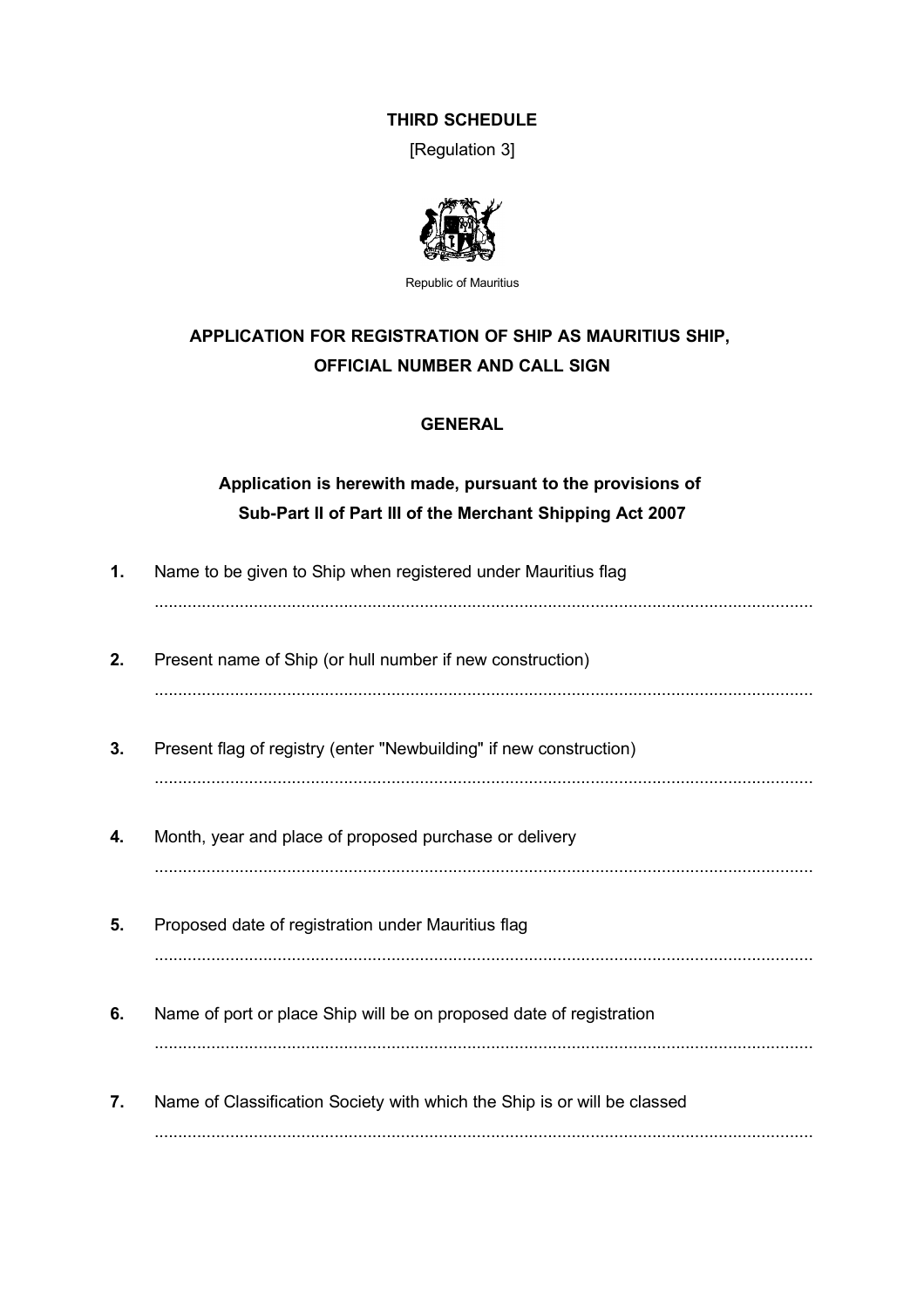**THIRD SCHEDULE**

[Regulation 3]

Republic of Mauritius

## APPLICATION FOR REGISTRATION OF SHIP AS MAURITIUS SHIP, OFFICIAL NUMBER AND CALL SIGN

### GENERAL

**Application is herewith made, pursuant to the provisions of Sub-Part II of Part III of the Merchant Shipping Act 2007**

**1.** Name to be given to Ship when registered under Mauritius flag

..........................................................................................................................................

**2.** Present name of Ship (or hull number if new construction)

..........................................................................................................................................

**3.** Present flag of registry (enter "Newbuilding" if new construction)

..........................................................................................................................................

**4.** Month, year and place of proposed purchase or delivery

..........................................................................................................................................

**5.** Proposed date of registration under Mauritius flag

..........................................................................................................................................

**6.** Name of port or place Ship will be on proposed date of registration

..........................................................................................................................................

**7.** Name of Classification Society with which the Ship is or will be classed

..........................................................................................................................................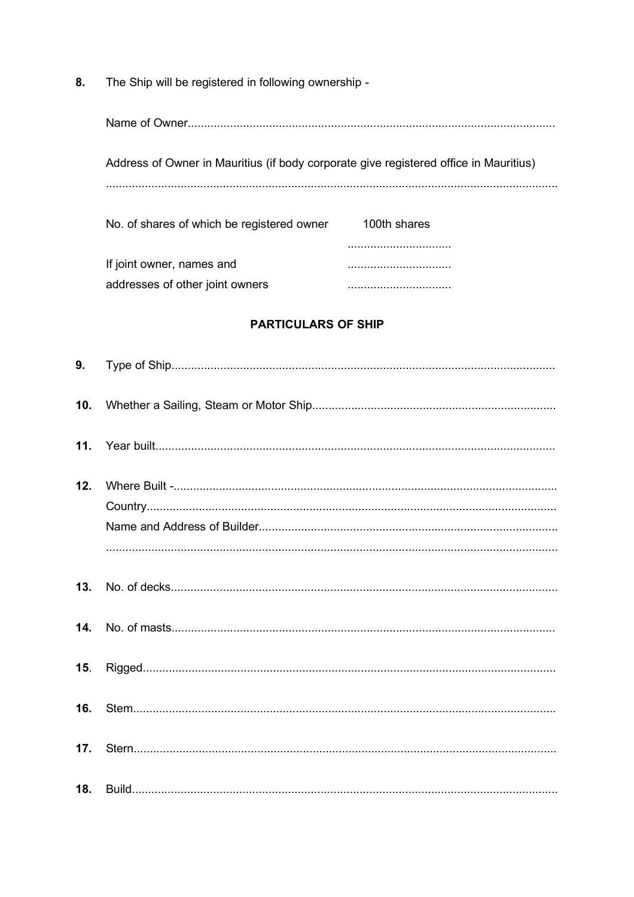**8.** The Ship will be registered in following ownership -

Name of Owner.................................................................................................................

Address of Owner in Mauritius (if body corporate give registered office in Mauritius)

...........................................................................................................................................

No. of shares of which be registered owner 100th shares

................................

If joint owner, names and ................................

addresses of other joint owners ................................

## PARTICULARS OF SHIP

**9.** Type of Ship.....................................................................................................................

**10.** Whether a Sailing, Steam or Motor Ship..........................................................................

**11.** Year built..........................................................................................................................

**12.** Where Built -....................................................................................................................

Country.............................................................................................................................

Name and Address of Builder..........................................................................................

...........................................................................................................................................

**13.** No. of decks.....................................................................................................................

**14.** No. of masts....................................................................................................................

**15.** Rigged.............................................................................................................................

**16.** Stem.................................................................................................................................

**17.** Stern.................................................................................................................................

**18.** Build..................................................................................................................................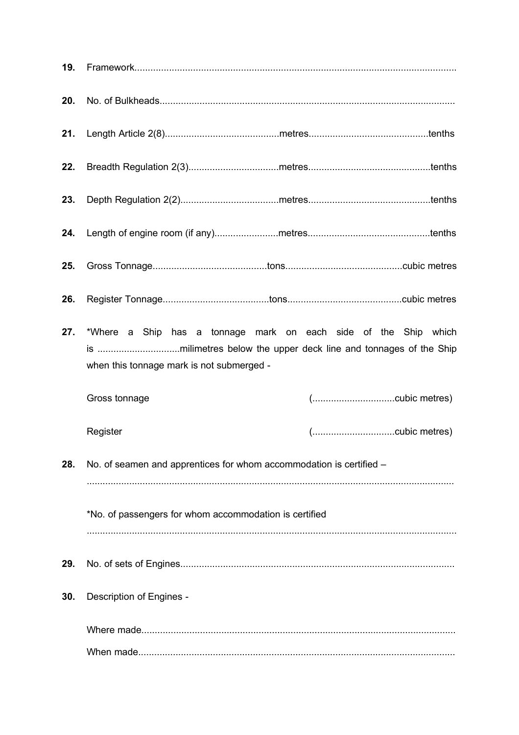**19.** Framework.......................................................................................................................

**20.** No. of Bulkheads..............................................................................................................

**21.** Length Article 2(8)..........................................metres............................................tenths

**22.** Breadth Regulation 2(3).................................metres.............................................tenths

**23.** Depth Regulation 2(2)....................................metres.............................................tenths

**24.** Length of engine room (if any)........................metres.............................................tenths

**25.** Gross Tonnage...........................................tons...........................................cubic metres

**26.** Register Tonnage........................................tons..........................................cubic metres

**27.** *Where a Ship has a tonnage mark on each side of the Ship which is ..............................milimetres below the upper deck line and tonnages of the Ship when this tonnage mark is not submerged -

Gross tonnage (...............................cubic metres)

Register (...............................cubic metres)

**28.** No. of seamen and apprentices for whom accommodation is certified –

.........................................................................................................................................

*No. of passengers for whom accommodation is certified

.........................................................................................................................................

**29.** No. of sets of Engines......................................................................................................

**30.** Description of Engines -

Where made.....................................................................................................................

When made......................................................................................................................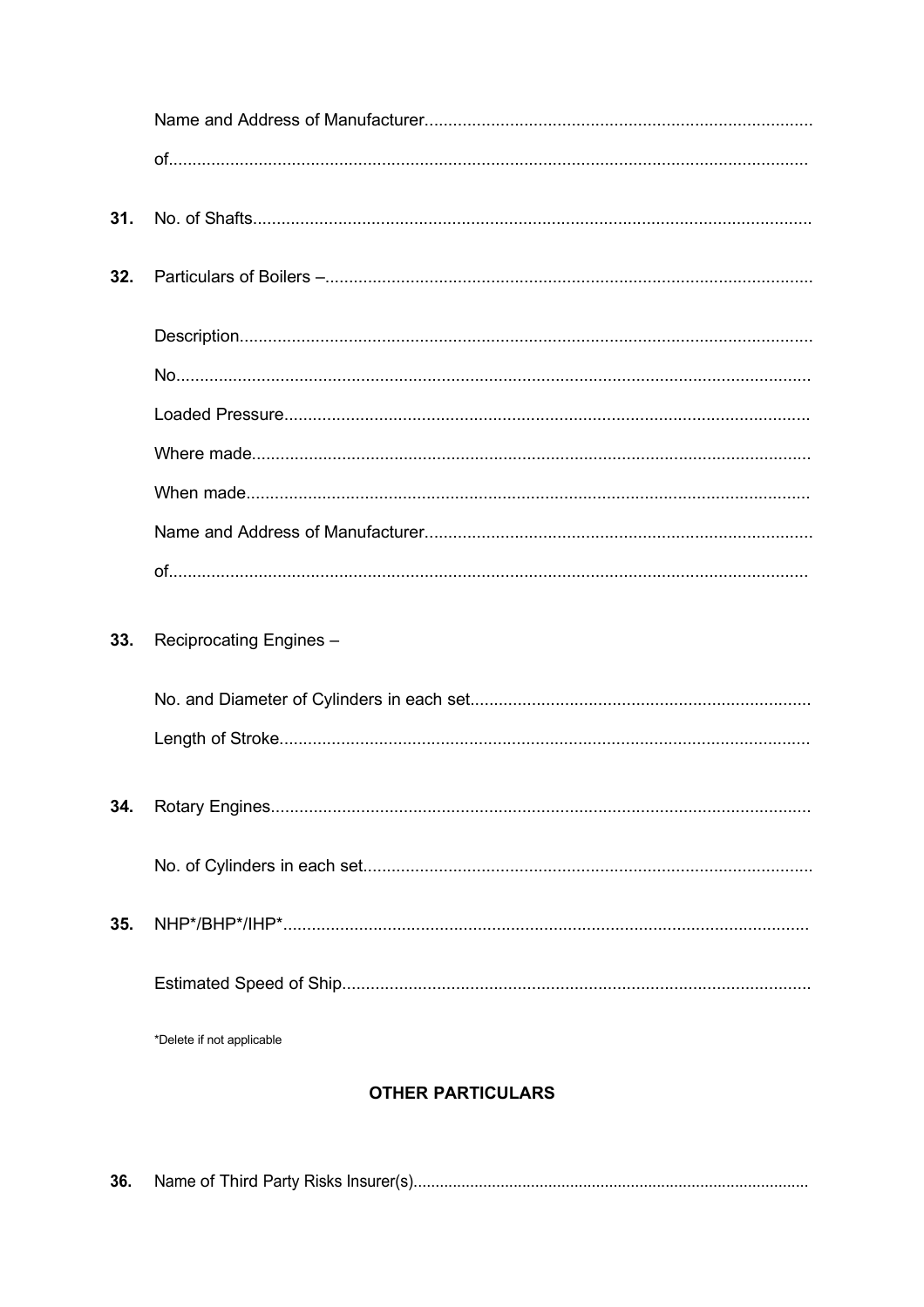Name and Address of Manufacturer.................................................................................

of.......................................................................................................................................

**31.** No. of Shafts......................................................................................................................

**32.** Particulars of Boilers –.......................................................................................................

Description.........................................................................................................................

No........................................................................................................................................

Loaded Pressure.................................................................................................................

Where made........................................................................................................................

When made.........................................................................................................................

Name and Address of Manufacturer.................................................................................

of.......................................................................................................................................

**33.** Reciprocating Engines –

No. and Diameter of Cylinders in each set.......................................................................

Length of Stroke.................................................................................................................

**34.** Rotary Engines..................................................................................................................

No. of Cylinders in each set..............................................................................................

**35.** NHP*/BHP*/IHP*...............................................................................................................

Estimated Speed of Ship...................................................................................................

*Delete if not applicable

## OTHER PARTICULARS

**36.** Name of Third Party Risks Insurer(s)........................................................................................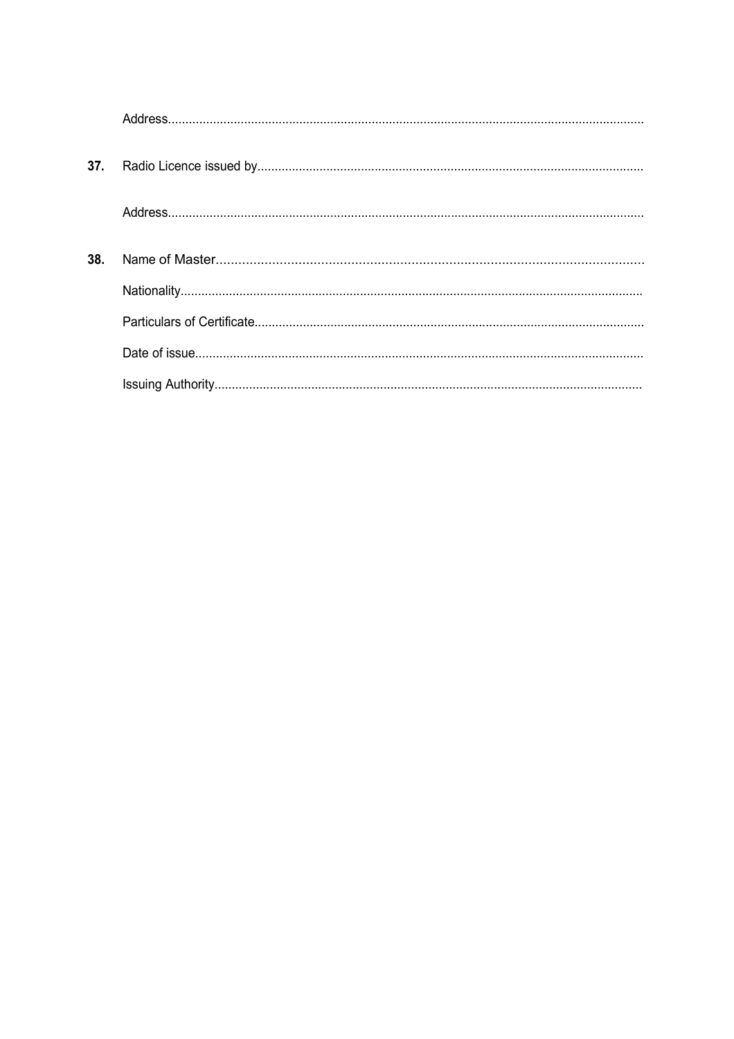Address.......................................................................................................................................

**37.** Radio Licence issued by.............................................................................................................

Address.......................................................................................................................................

**38.** Name of Master.............................................................................................................

Nationality....................................................................................................................................

Particulars of Certificate...............................................................................................................

Date of issue.................................................................................................................................

Issuing Authority...........................................................................................................................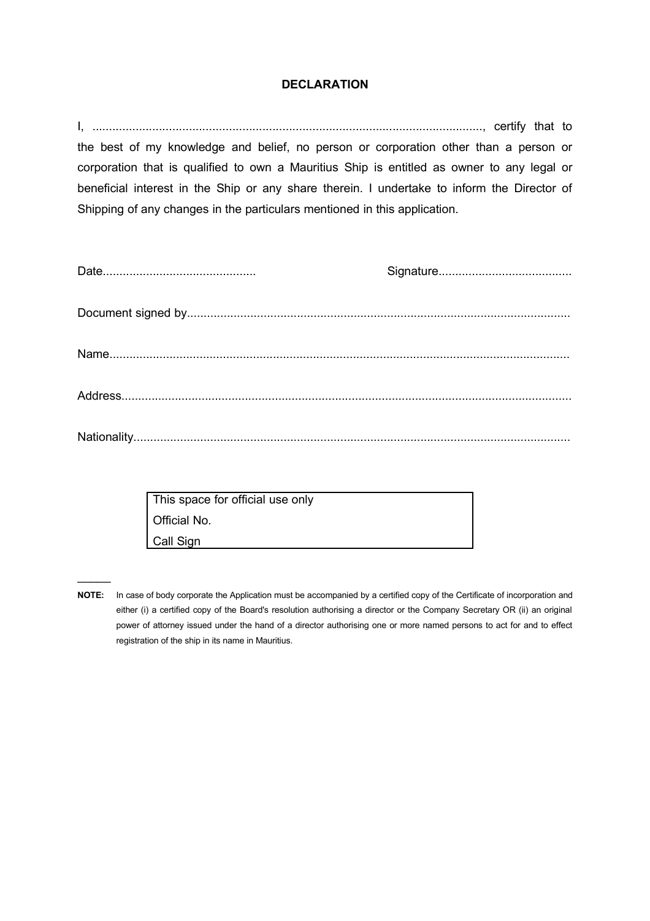## DECLARATION

I, ......................................................................................................................, certify that to the best of my knowledge and belief, no person or corporation other than a person or corporation that is qualified to own a Mauritius Ship is entitled as owner to any legal or beneficial interest in the Ship or any share therein. I undertake to inform the Director of Shipping of any changes in the particulars mentioned in this application.

Date.............................................                    Signature.......................................

Document signed by.................................................................................................................

Name........................................................................................................................................

Address.....................................................................................................................................

Nationality.................................................................................................................................

| This space for official use only |
|---|
| Official No. |
| Call Sign |

______

**NOTE:** In case of body corporate the Application must be accompanied by a certified copy of the Certificate of incorporation and either (i) a certified copy of the Board's resolution authorising a director or the Company Secretary OR (ii) an original power of attorney issued under the hand of a director authorising one or more named persons to act for and to effect registration of the ship in its name in Mauritius.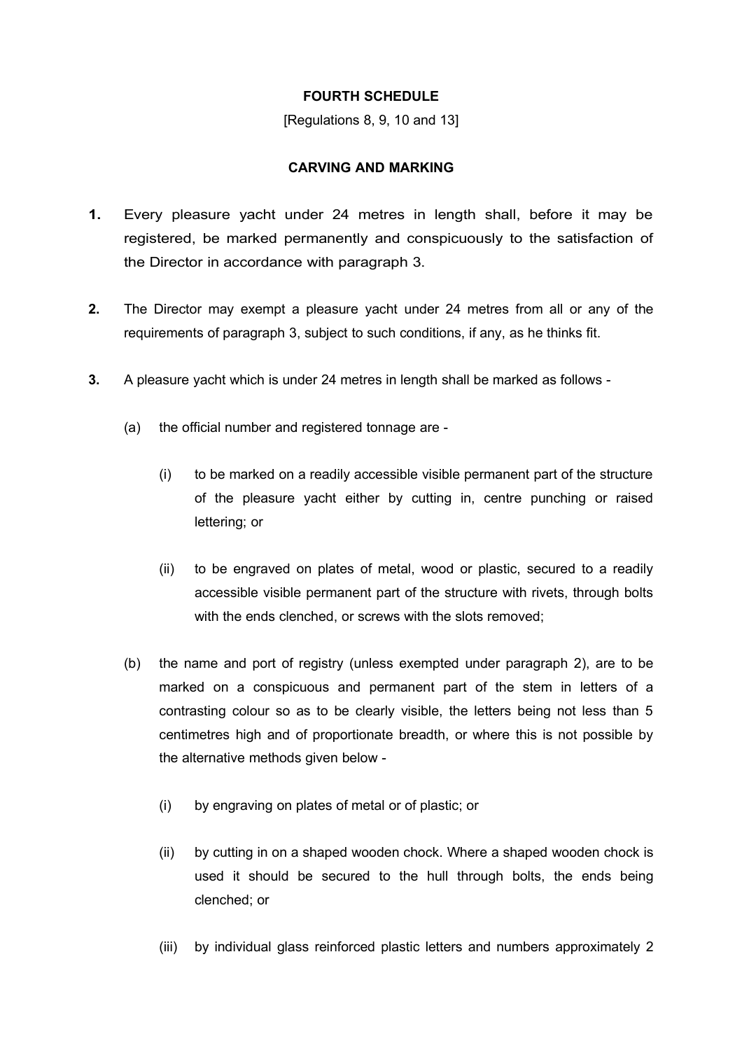**FOURTH SCHEDULE**

[Regulations 8, 9, 10 and 13]

**CARVING AND MARKING**

**1.** Every pleasure yacht under 24 metres in length shall, before it may be registered, be marked permanently and conspicuously to the satisfaction of the Director in accordance with paragraph 3.

**2.** The Director may exempt a pleasure yacht under 24 metres from all or any of the requirements of paragraph 3, subject to such conditions, if any, as he thinks fit.

**3.** A pleasure yacht which is under 24 metres in length shall be marked as follows -

(a) the official number and registered tonnage are -

(i) to be marked on a readily accessible visible permanent part of the structure of the pleasure yacht either by cutting in, centre punching or raised lettering; or

(ii) to be engraved on plates of metal, wood or plastic, secured to a readily accessible visible permanent part of the structure with rivets, through bolts with the ends clenched, or screws with the slots removed;

(b) the name and port of registry (unless exempted under paragraph 2), are to be marked on a conspicuous and permanent part of the stem in letters of a contrasting colour so as to be clearly visible, the letters being not less than 5 centimetres high and of proportionate breadth, or where this is not possible by the alternative methods given below -

(i) by engraving on plates of metal or of plastic; or

(ii) by cutting in on a shaped wooden chock. Where a shaped wooden chock is used it should be secured to the hull through bolts, the ends being clenched; or

(iii) by individual glass reinforced plastic letters and numbers approximately 2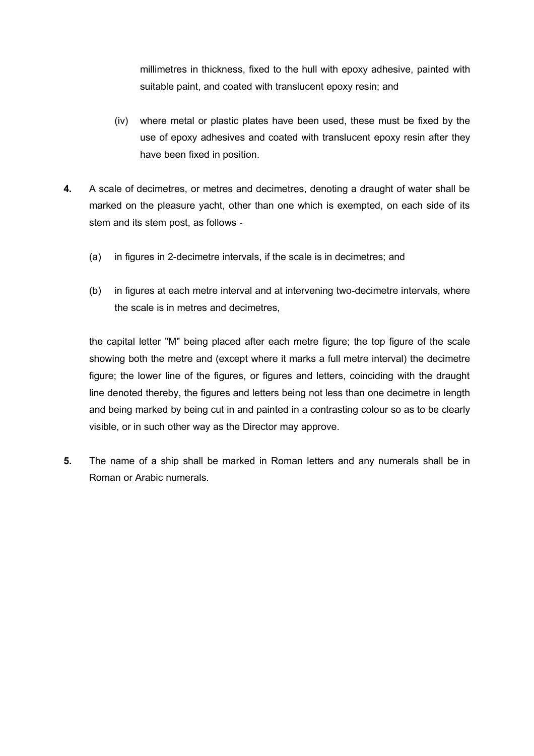millimetres in thickness, fixed to the hull with epoxy adhesive, painted with suitable paint, and coated with translucent epoxy resin; and

(iv) where metal or plastic plates have been used, these must be fixed by the use of epoxy adhesives and coated with translucent epoxy resin after they have been fixed in position.

**4.** A scale of decimetres, or metres and decimetres, denoting a draught of water shall be marked on the pleasure yacht, other than one which is exempted, on each side of its stem and its stem post, as follows -

(a) in figures in 2-decimetre intervals, if the scale is in decimetres; and

(b) in figures at each metre interval and at intervening two-decimetre intervals, where the scale is in metres and decimetres,

the capital letter "M" being placed after each metre figure; the top figure of the scale showing both the metre and (except where it marks a full metre interval) the decimetre figure; the lower line of the figures, or figures and letters, coinciding with the draught line denoted thereby, the figures and letters being not less than one decimetre in length and being marked by being cut in and painted in a contrasting colour so as to be clearly visible, or in such other way as the Director may approve.

**5.** The name of a ship shall be marked in Roman letters and any numerals shall be in Roman or Arabic numerals.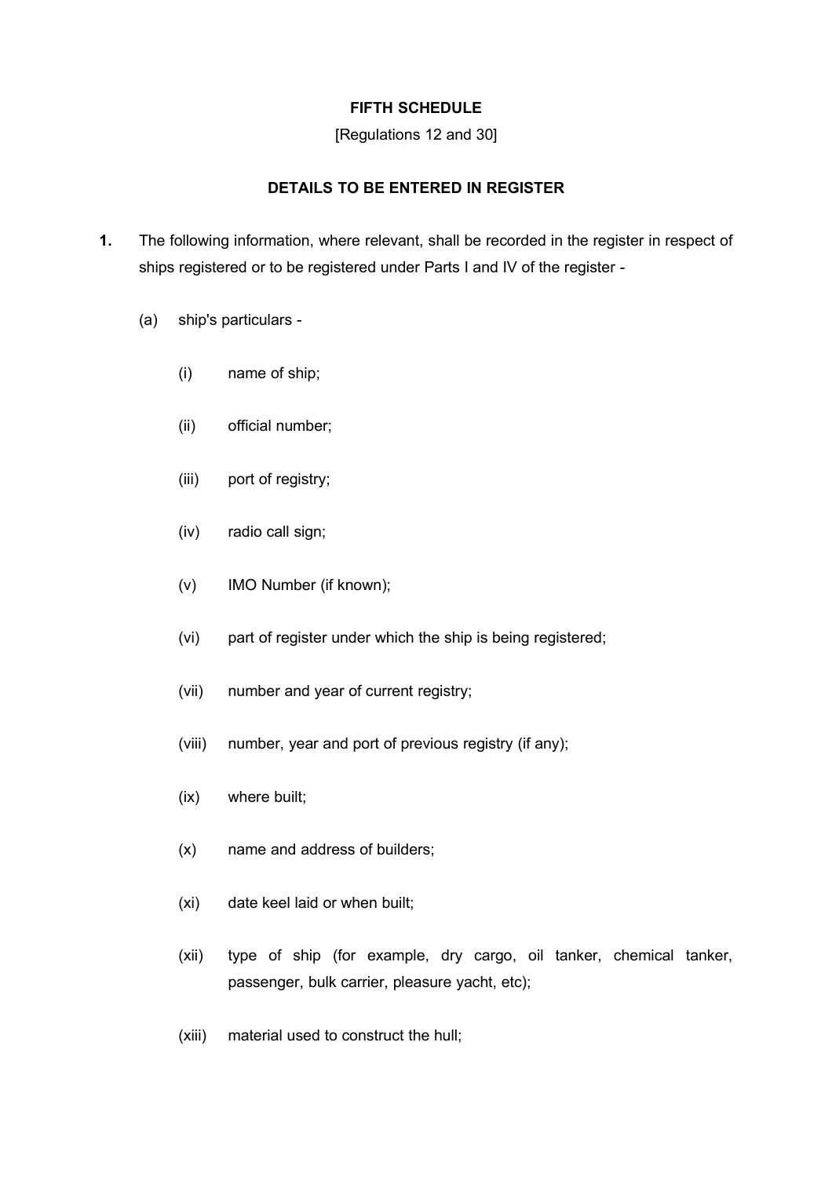## FIFTH SCHEDULE

[Regulations 12 and 30]

### DETAILS TO BE ENTERED IN REGISTER

**1.** The following information, where relevant, shall be recorded in the register in respect of ships registered or to be registered under Parts I and IV of the register -

(a) ship's particulars -

(i) name of ship;

(ii) official number;

(iii) port of registry;

(iv) radio call sign;

(v) IMO Number (if known);

(vi) part of register under which the ship is being registered;

(vii) number and year of current registry;

(viii) number, year and port of previous registry (if any);

(ix) where built;

(x) name and address of builders;

(xi) date keel laid or when built;

(xii) type of ship (for example, dry cargo, oil tanker, chemical tanker, passenger, bulk carrier, pleasure yacht, etc);

(xiii) material used to construct the hull;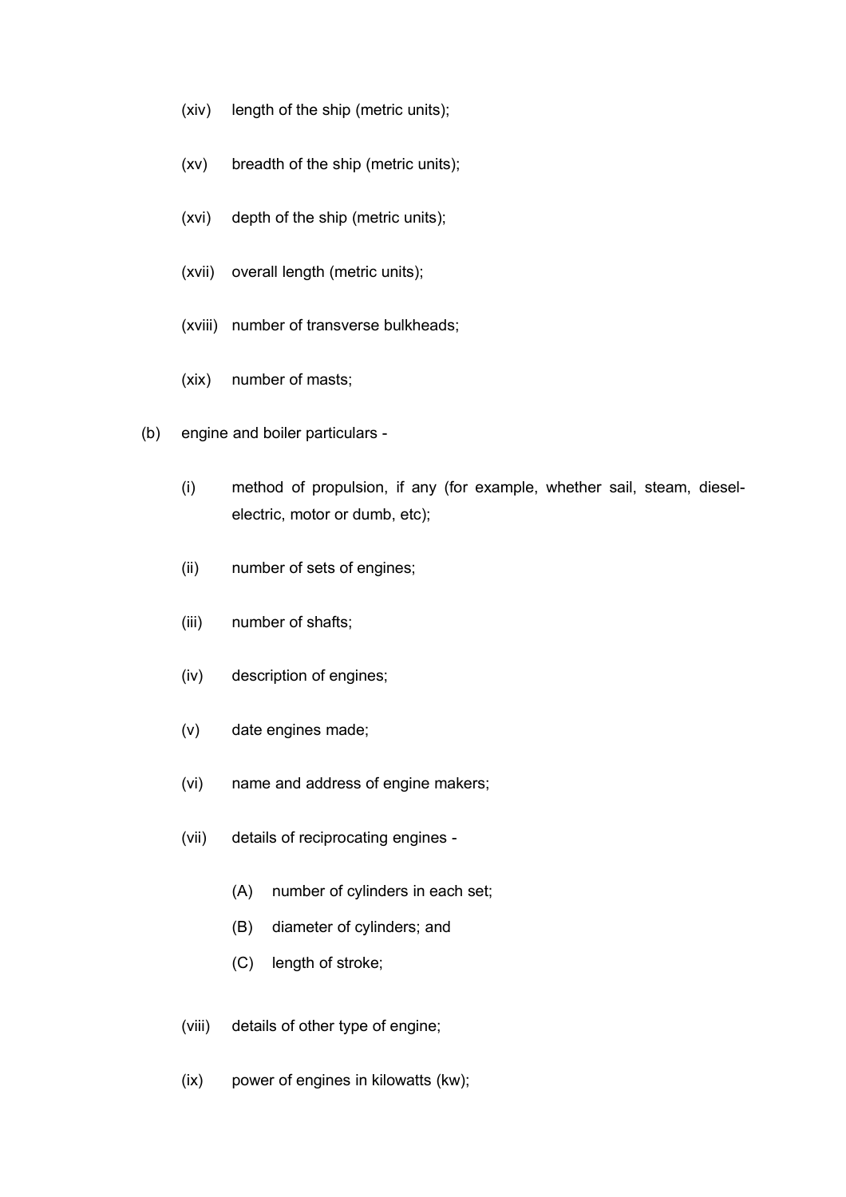(xiv) length of the ship (metric units);

(xv) breadth of the ship (metric units);

(xvi) depth of the ship (metric units);

(xvii) overall length (metric units);

(xviii) number of transverse bulkheads;

(xix) number of masts;

(b) engine and boiler particulars -

(i) method of propulsion, if any (for example, whether sail, steam, diesel-electric, motor or dumb, etc);

(ii) number of sets of engines;

(iii) number of shafts;

(iv) description of engines;

(v) date engines made;

(vi) name and address of engine makers;

(vii) details of reciprocating engines -

(A) number of cylinders in each set;

(B) diameter of cylinders; and

(C) length of stroke;

(viii) details of other type of engine;

(ix) power of engines in kilowatts (kw);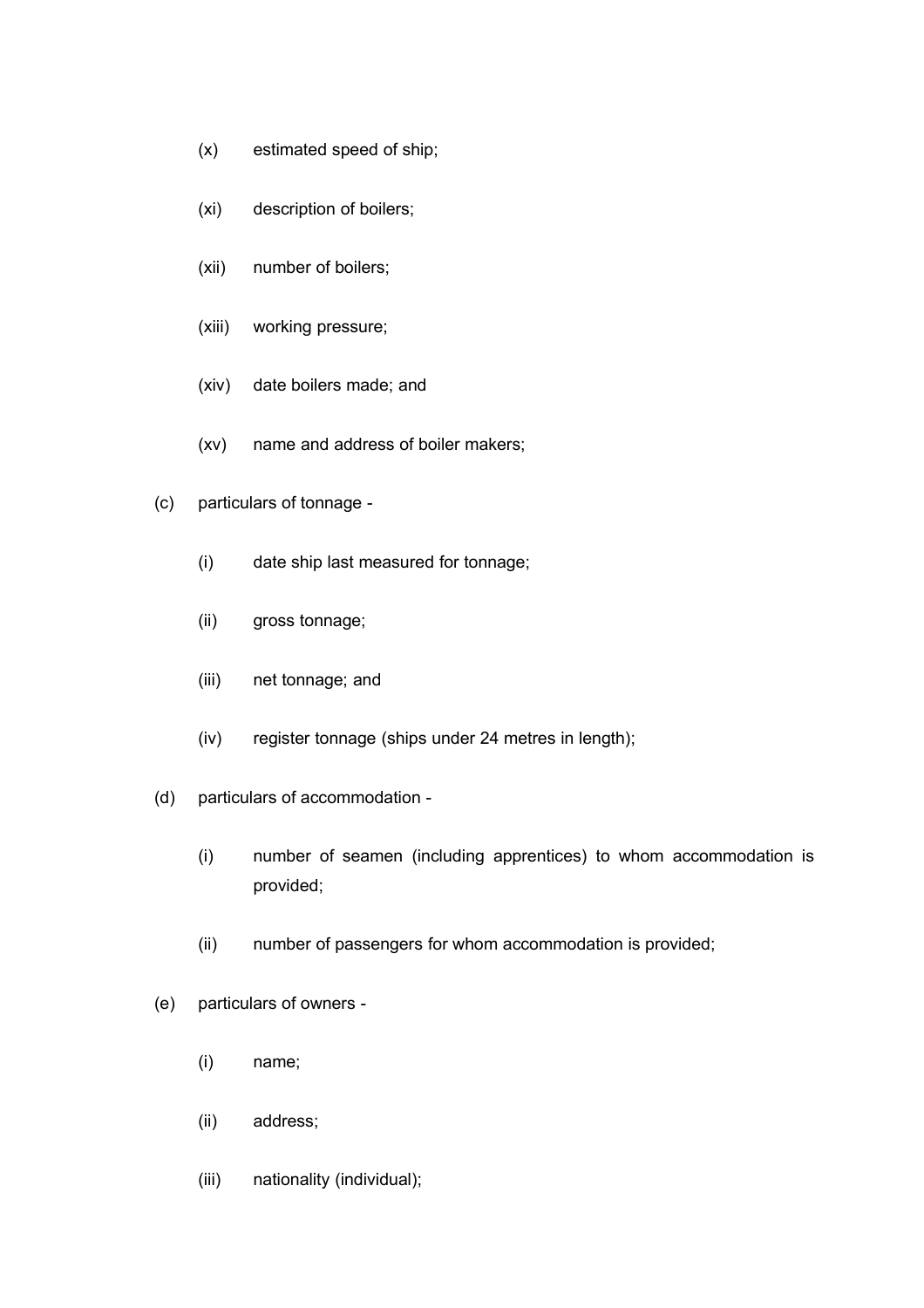- (x) estimated speed of ship;
- (xi) description of boilers;
- (xii) number of boilers;
- (xiii) working pressure;
- (xiv) date boilers made; and
- (xv) name and address of boiler makers;

(c) particulars of tonnage -

- (i) date ship last measured for tonnage;
- (ii) gross tonnage;
- (iii) net tonnage; and
- (iv) register tonnage (ships under 24 metres in length);

(d) particulars of accommodation -

- (i) number of seamen (including apprentices) to whom accommodation is provided;
- (ii) number of passengers for whom accommodation is provided;

(e) particulars of owners -

- (i) name;
- (ii) address;
- (iii) nationality (individual);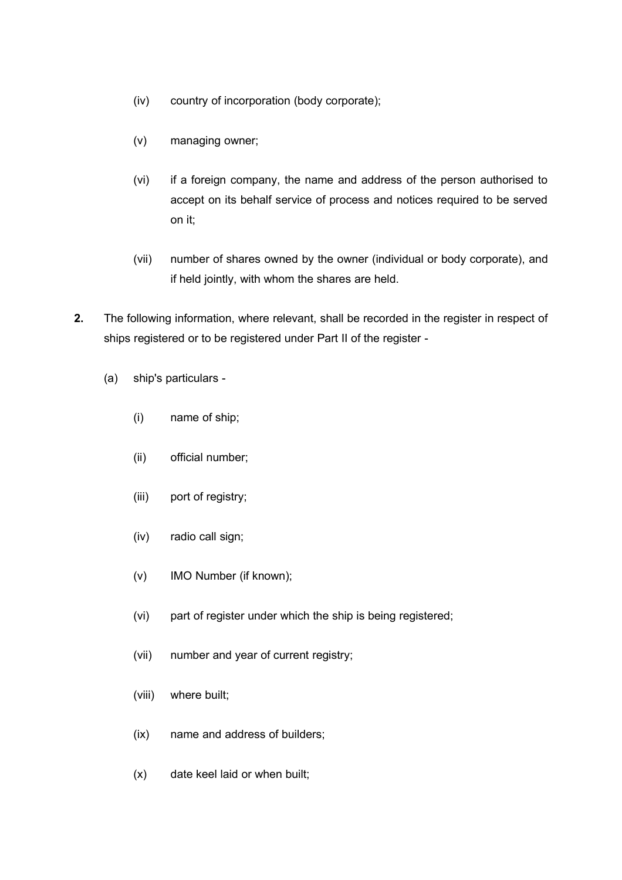(iv) country of incorporation (body corporate);

(v) managing owner;

(vi) if a foreign company, the name and address of the person authorised to accept on its behalf service of process and notices required to be served on it;

(vii) number of shares owned by the owner (individual or body corporate), and if held jointly, with whom the shares are held.

**2.** The following information, where relevant, shall be recorded in the register in respect of ships registered or to be registered under Part II of the register -

(a) ship's particulars -

(i) name of ship;

(ii) official number;

(iii) port of registry;

(iv) radio call sign;

(v) IMO Number (if known);

(vi) part of register under which the ship is being registered;

(vii) number and year of current registry;

(viii) where built;

(ix) name and address of builders;

(x) date keel laid or when built;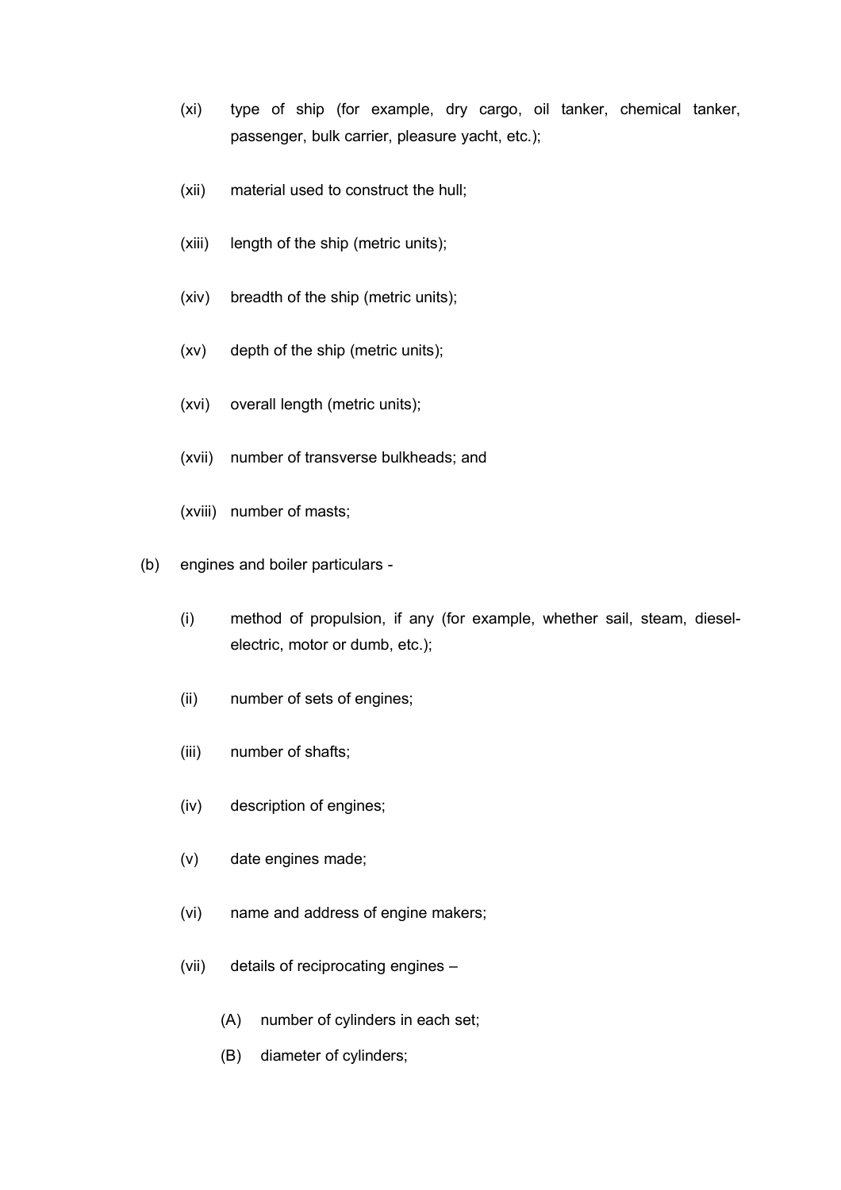(xi) type of ship (for example, dry cargo, oil tanker, chemical tanker, passenger, bulk carrier, pleasure yacht, etc.);

(xii) material used to construct the hull;

(xiii) length of the ship (metric units);

(xiv) breadth of the ship (metric units);

(xv) depth of the ship (metric units);

(xvi) overall length (metric units);

(xvii) number of transverse bulkheads; and

(xviii) number of masts;

(b) engines and boiler particulars -

(i) method of propulsion, if any (for example, whether sail, steam, diesel-electric, motor or dumb, etc.);

(ii) number of sets of engines;

(iii) number of shafts;

(iv) description of engines;

(v) date engines made;

(vi) name and address of engine makers;

(vii) details of reciprocating engines –

(A) number of cylinders in each set;

(B) diameter of cylinders;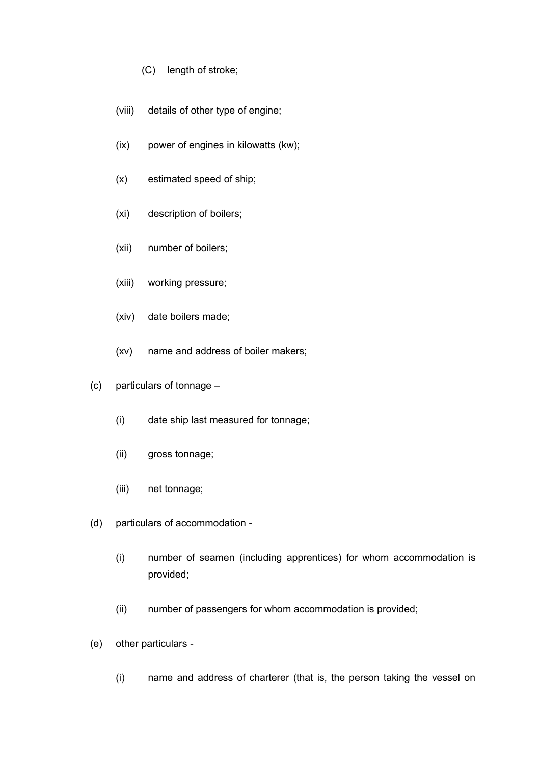(C) length of stroke;

(viii) details of other type of engine;

(ix) power of engines in kilowatts (kw);

(x) estimated speed of ship;

(xi) description of boilers;

(xii) number of boilers;

(xiii) working pressure;

(xiv) date boilers made;

(xv) name and address of boiler makers;

(c) particulars of tonnage –

(i) date ship last measured for tonnage;

(ii) gross tonnage;

(iii) net tonnage;

(d) particulars of accommodation -

(i) number of seamen (including apprentices) for whom accommodation is provided;

(ii) number of passengers for whom accommodation is provided;

(e) other particulars -

(i) name and address of charterer (that is, the person taking the vessel on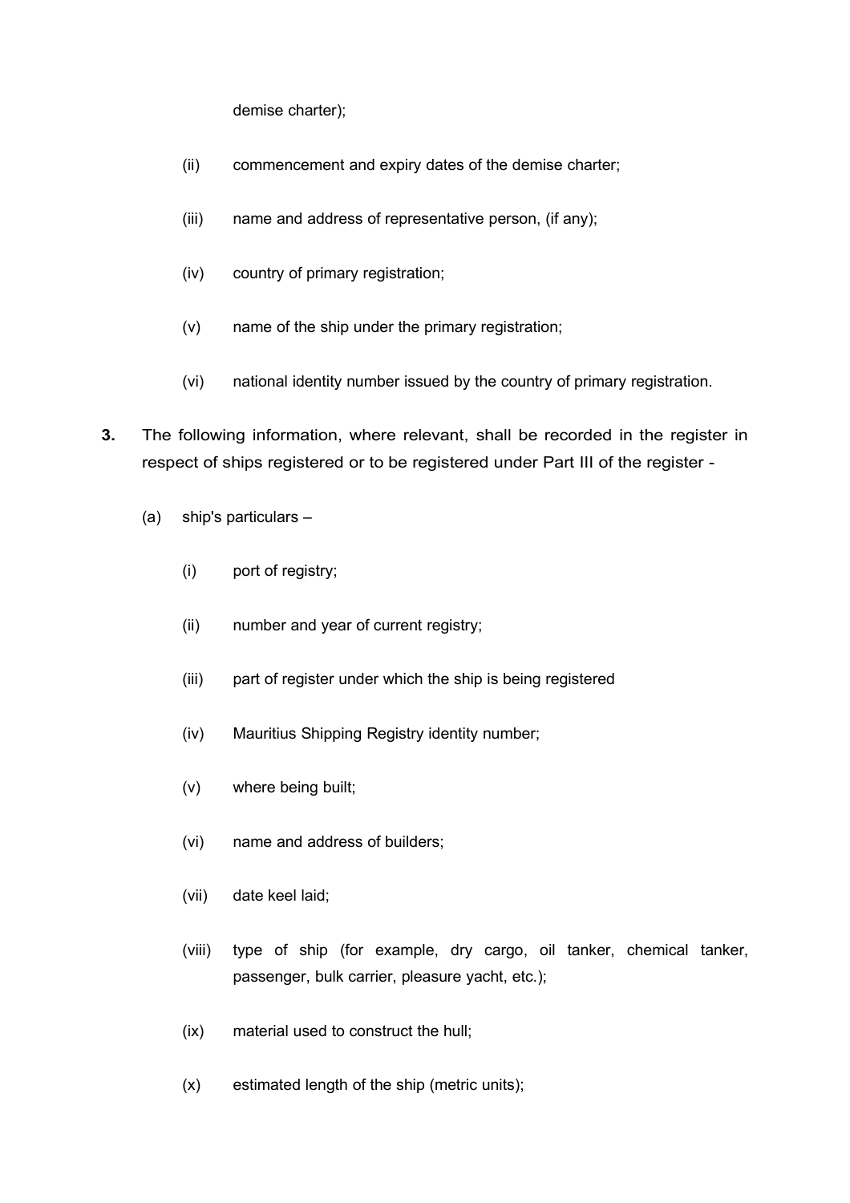demise charter);

(ii) commencement and expiry dates of the demise charter;

(iii) name and address of representative person, (if any);

(iv) country of primary registration;

(v) name of the ship under the primary registration;

(vi) national identity number issued by the country of primary registration.

**3.** The following information, where relevant, shall be recorded in the register in respect of ships registered or to be registered under Part III of the register -

(a) ship's particulars –

(i) port of registry;

(ii) number and year of current registry;

(iii) part of register under which the ship is being registered

(iv) Mauritius Shipping Registry identity number;

(v) where being built;

(vi) name and address of builders;

(vii) date keel laid;

(viii) type of ship (for example, dry cargo, oil tanker, chemical tanker, passenger, bulk carrier, pleasure yacht, etc.);

(ix) material used to construct the hull;

(x) estimated length of the ship (metric units);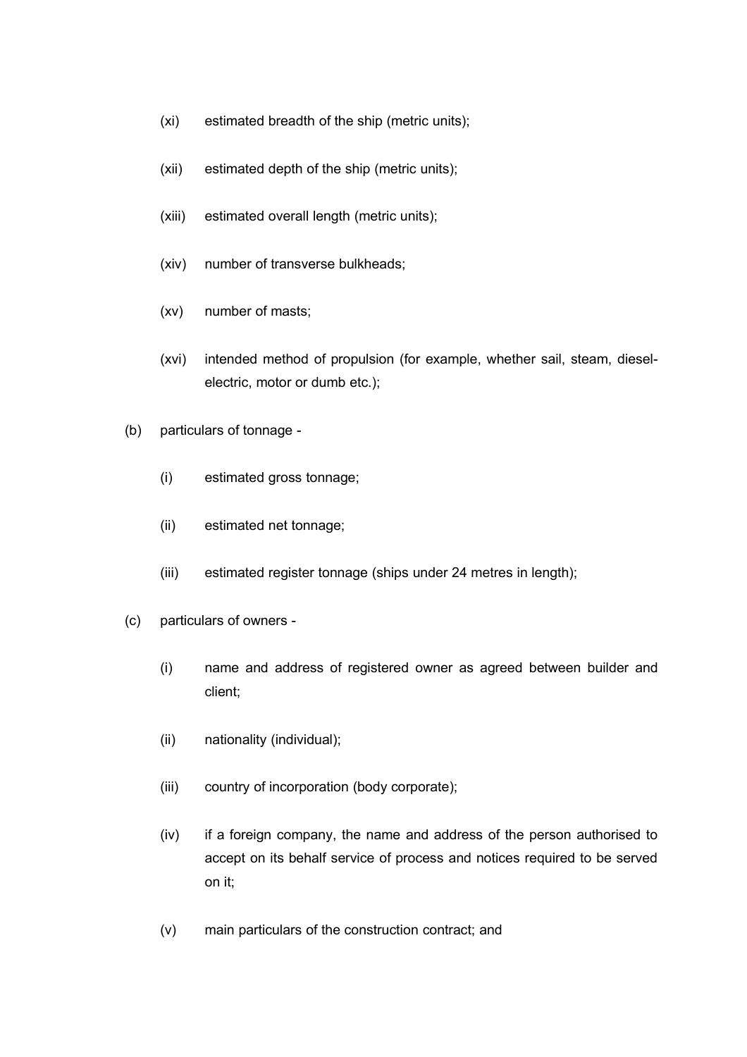(xi) estimated breadth of the ship (metric units);

(xii) estimated depth of the ship (metric units);

(xiii) estimated overall length (metric units);

(xiv) number of transverse bulkheads;

(xv) number of masts;

(xvi) intended method of propulsion (for example, whether sail, steam, diesel-electric, motor or dumb etc.);

(b) particulars of tonnage -

(i) estimated gross tonnage;

(ii) estimated net tonnage;

(iii) estimated register tonnage (ships under 24 metres in length);

(c) particulars of owners -

(i) name and address of registered owner as agreed between builder and client;

(ii) nationality (individual);

(iii) country of incorporation (body corporate);

(iv) if a foreign company, the name and address of the person authorised to accept on its behalf service of process and notices required to be served on it;

(v) main particulars of the construction contract; and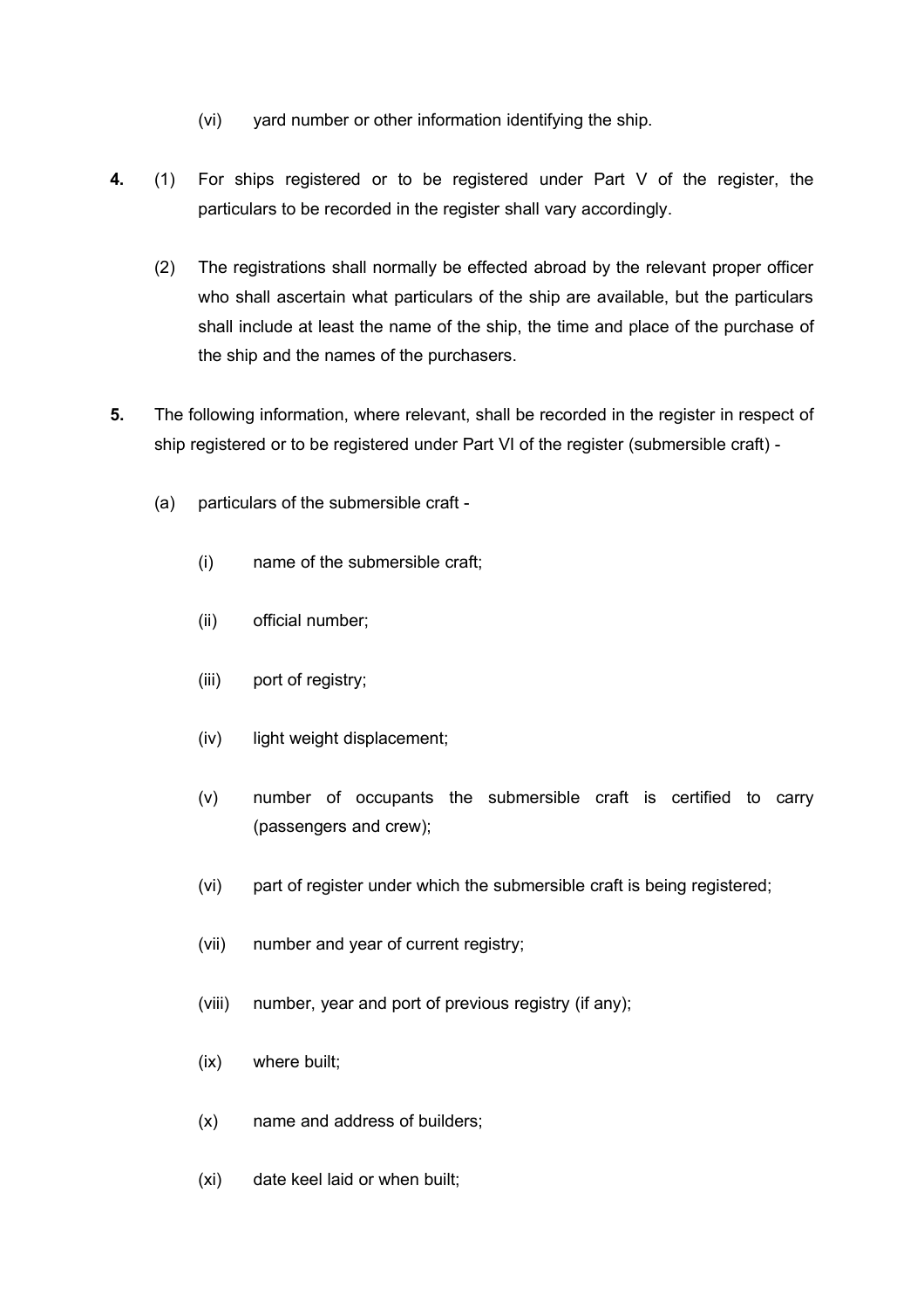(vi) yard number or other information identifying the ship.

**4.** (1) For ships registered or to be registered under Part V of the register, the particulars to be recorded in the register shall vary accordingly.

(2) The registrations shall normally be effected abroad by the relevant proper officer who shall ascertain what particulars of the ship are available, but the particulars shall include at least the name of the ship, the time and place of the purchase of the ship and the names of the purchasers.

**5.** The following information, where relevant, shall be recorded in the register in respect of ship registered or to be registered under Part VI of the register (submersible craft) -

(a) particulars of the submersible craft -

(i) name of the submersible craft;

(ii) official number;

(iii) port of registry;

(iv) light weight displacement;

(v) number of occupants the submersible craft is certified to carry (passengers and crew);

(vi) part of register under which the submersible craft is being registered;

(vii) number and year of current registry;

(viii) number, year and port of previous registry (if any);

(ix) where built;

(x) name and address of builders;

(xi) date keel laid or when built;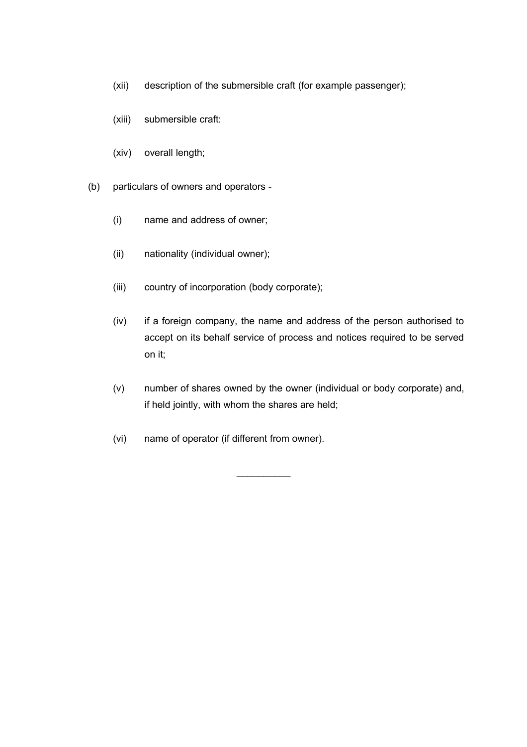(xii) description of the submersible craft (for example passenger);

(xiii) submersible craft:

(xiv) overall length;

(b) particulars of owners and operators -

(i) name and address of owner;

(ii) nationality (individual owner);

(iii) country of incorporation (body corporate);

(iv) if a foreign company, the name and address of the person authorised to accept on its behalf service of process and notices required to be served on it;

(v) number of shares owned by the owner (individual or body corporate) and, if held jointly, with whom the shares are held;

(vi) name of operator (if different from owner).

__________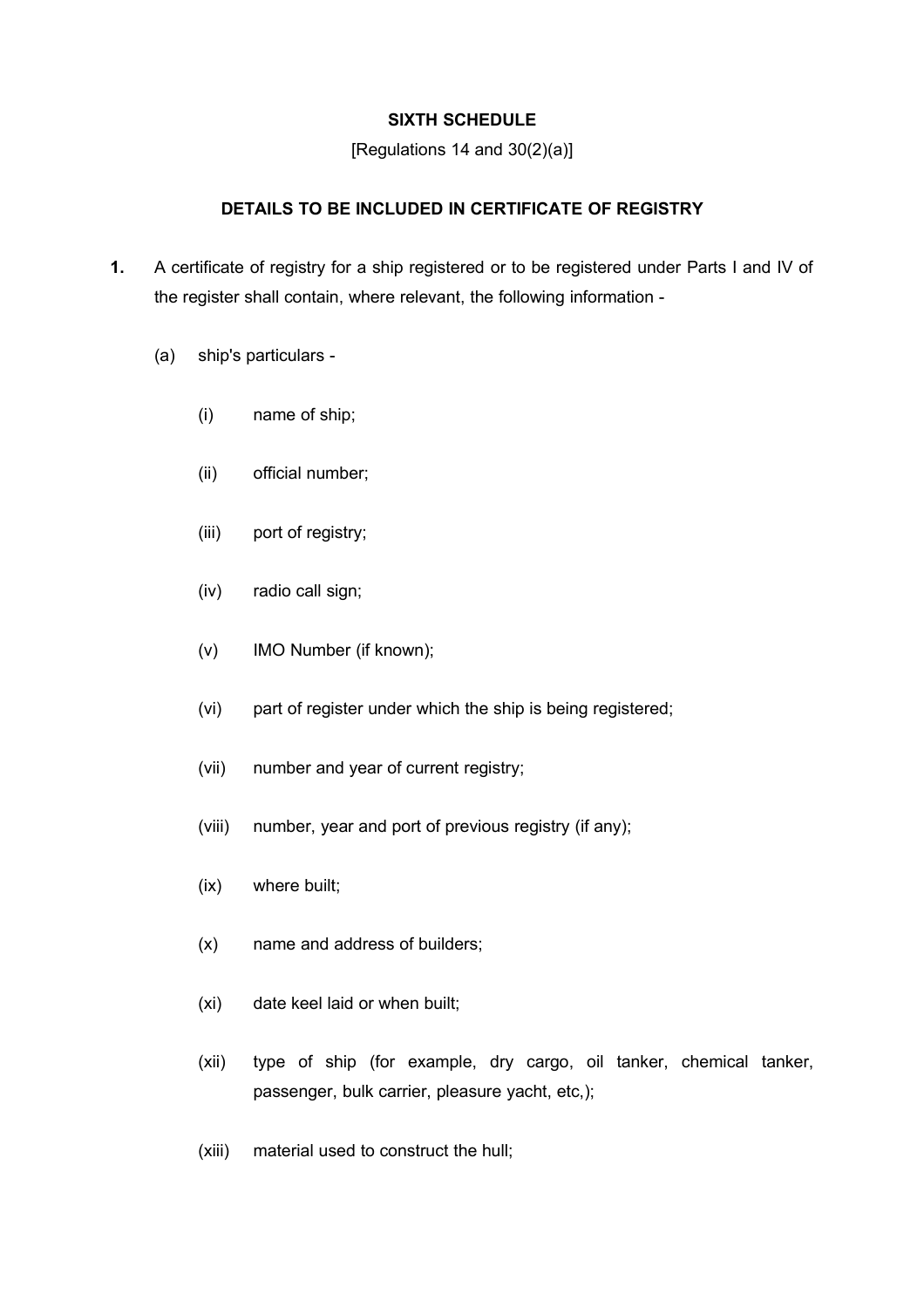**SIXTH SCHEDULE**

[Regulations 14 and 30(2)(a)]

**DETAILS TO BE INCLUDED IN CERTIFICATE OF REGISTRY**

**1.** A certificate of registry for a ship registered or to be registered under Parts I and IV of the register shall contain, where relevant, the following information -

(a) ship's particulars -

(i) name of ship;

(ii) official number;

(iii) port of registry;

(iv) radio call sign;

(v) IMO Number (if known);

(vi) part of register under which the ship is being registered;

(vii) number and year of current registry;

(viii) number, year and port of previous registry (if any);

(ix) where built;

(x) name and address of builders;

(xi) date keel laid or when built;

(xii) type of ship (for example, dry cargo, oil tanker, chemical tanker, passenger, bulk carrier, pleasure yacht, etc,);

(xiii) material used to construct the hull;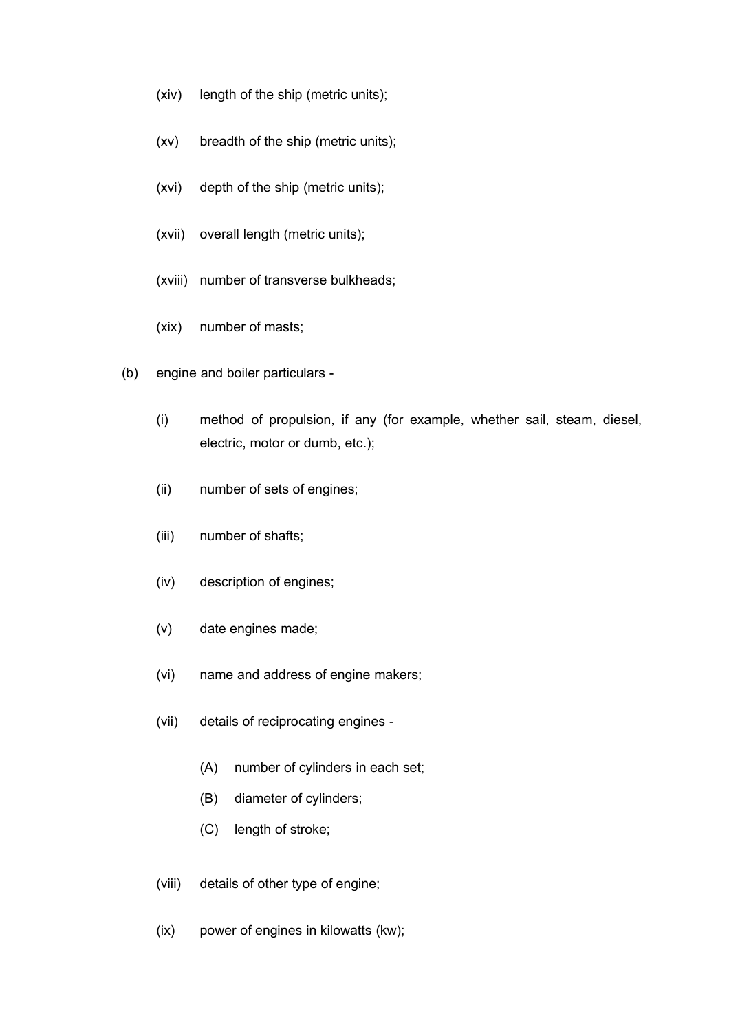- (xiv) length of the ship (metric units);
- (xv) breadth of the ship (metric units);
- (xvi) depth of the ship (metric units);
- (xvii) overall length (metric units);
- (xviii) number of transverse bulkheads;
- (xix) number of masts;

(b) engine and boiler particulars -

- (i) method of propulsion, if any (for example, whether sail, steam, diesel, electric, motor or dumb, etc.);
- (ii) number of sets of engines;
- (iii) number of shafts;
- (iv) description of engines;
- (v) date engines made;
- (vi) name and address of engine makers;
- (vii) details of reciprocating engines -
  - (A) number of cylinders in each set;
  - (B) diameter of cylinders;
  - (C) length of stroke;
- (viii) details of other type of engine;
- (ix) power of engines in kilowatts (kw);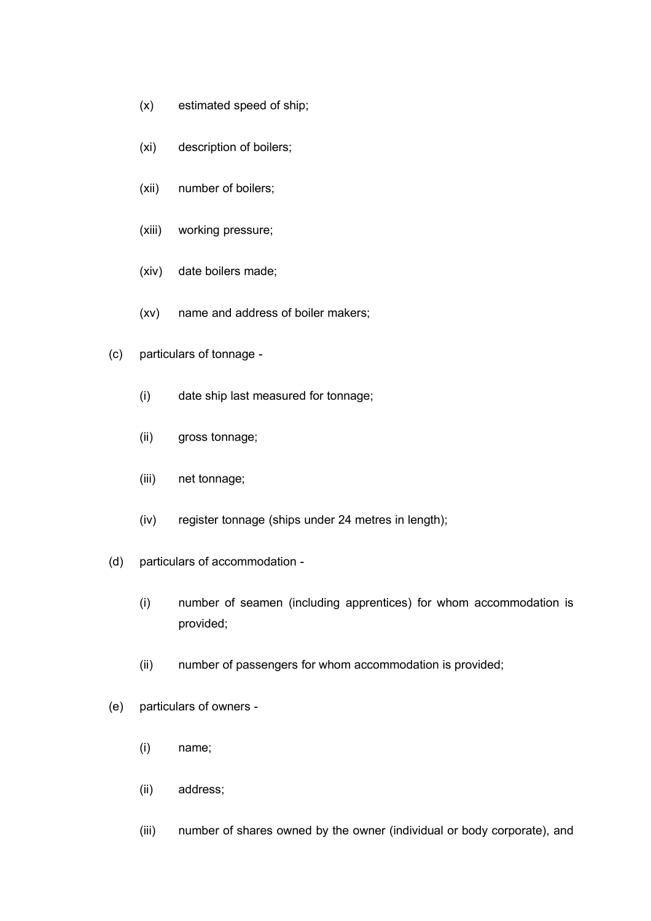(x) estimated speed of ship;

(xi) description of boilers;

(xii) number of boilers;

(xiii) working pressure;

(xiv) date boilers made;

(xv) name and address of boiler makers;

(c) particulars of tonnage -

(i) date ship last measured for tonnage;

(ii) gross tonnage;

(iii) net tonnage;

(iv) register tonnage (ships under 24 metres in length);

(d) particulars of accommodation -

(i) number of seamen (including apprentices) for whom accommodation is provided;

(ii) number of passengers for whom accommodation is provided;

(e) particulars of owners -

(i) name;

(ii) address;

(iii) number of shares owned by the owner (individual or body corporate), and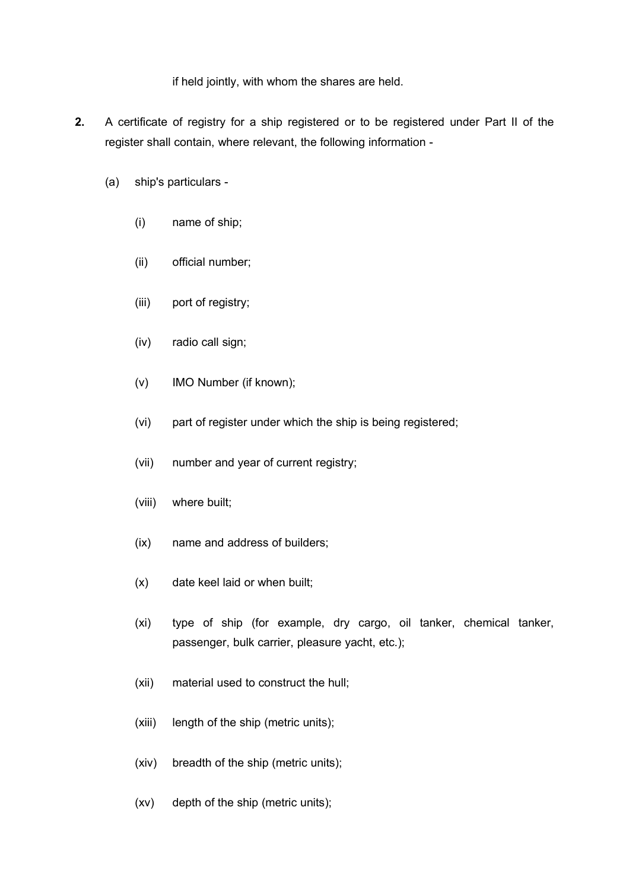if held jointly, with whom the shares are held.

**2.** A certificate of registry for a ship registered or to be registered under Part II of the register shall contain, where relevant, the following information -

(a) ship's particulars -

(i) name of ship;

(ii) official number;

(iii) port of registry;

(iv) radio call sign;

(v) IMO Number (if known);

(vi) part of register under which the ship is being registered;

(vii) number and year of current registry;

(viii) where built;

(ix) name and address of builders;

(x) date keel laid or when built;

(xi) type of ship (for example, dry cargo, oil tanker, chemical tanker, passenger, bulk carrier, pleasure yacht, etc.);

(xii) material used to construct the hull;

(xiii) length of the ship (metric units);

(xiv) breadth of the ship (metric units);

(xv) depth of the ship (metric units);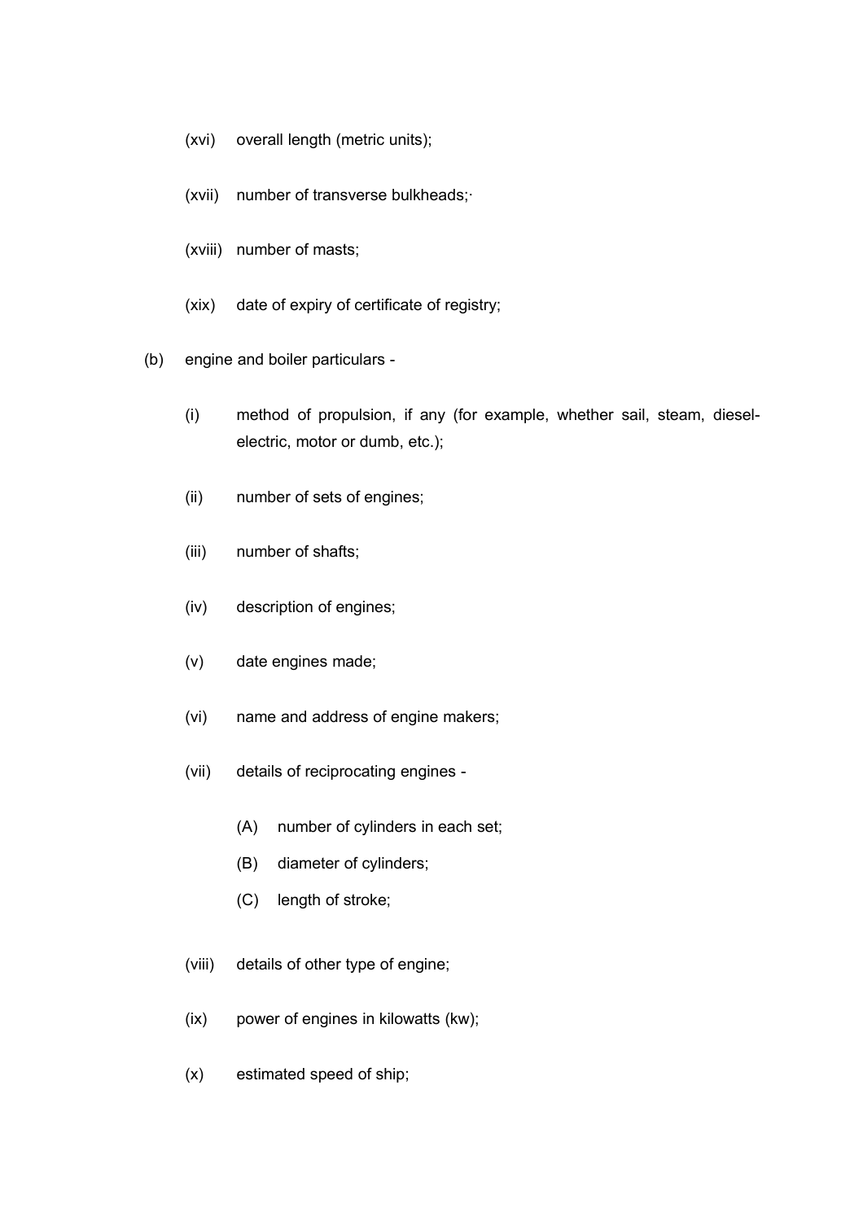(xvi) overall length (metric units);

(xvii) number of transverse bulkheads;·

(xviii) number of masts;

(xix) date of expiry of certificate of registry;

(b) engine and boiler particulars -

(i) method of propulsion, if any (for example, whether sail, steam, diesel-electric, motor or dumb, etc.);

(ii) number of sets of engines;

(iii) number of shafts;

(iv) description of engines;

(v) date engines made;

(vi) name and address of engine makers;

(vii) details of reciprocating engines -

(A) number of cylinders in each set;

(B) diameter of cylinders;

(C) length of stroke;

(viii) details of other type of engine;

(ix) power of engines in kilowatts (kw);

(x) estimated speed of ship;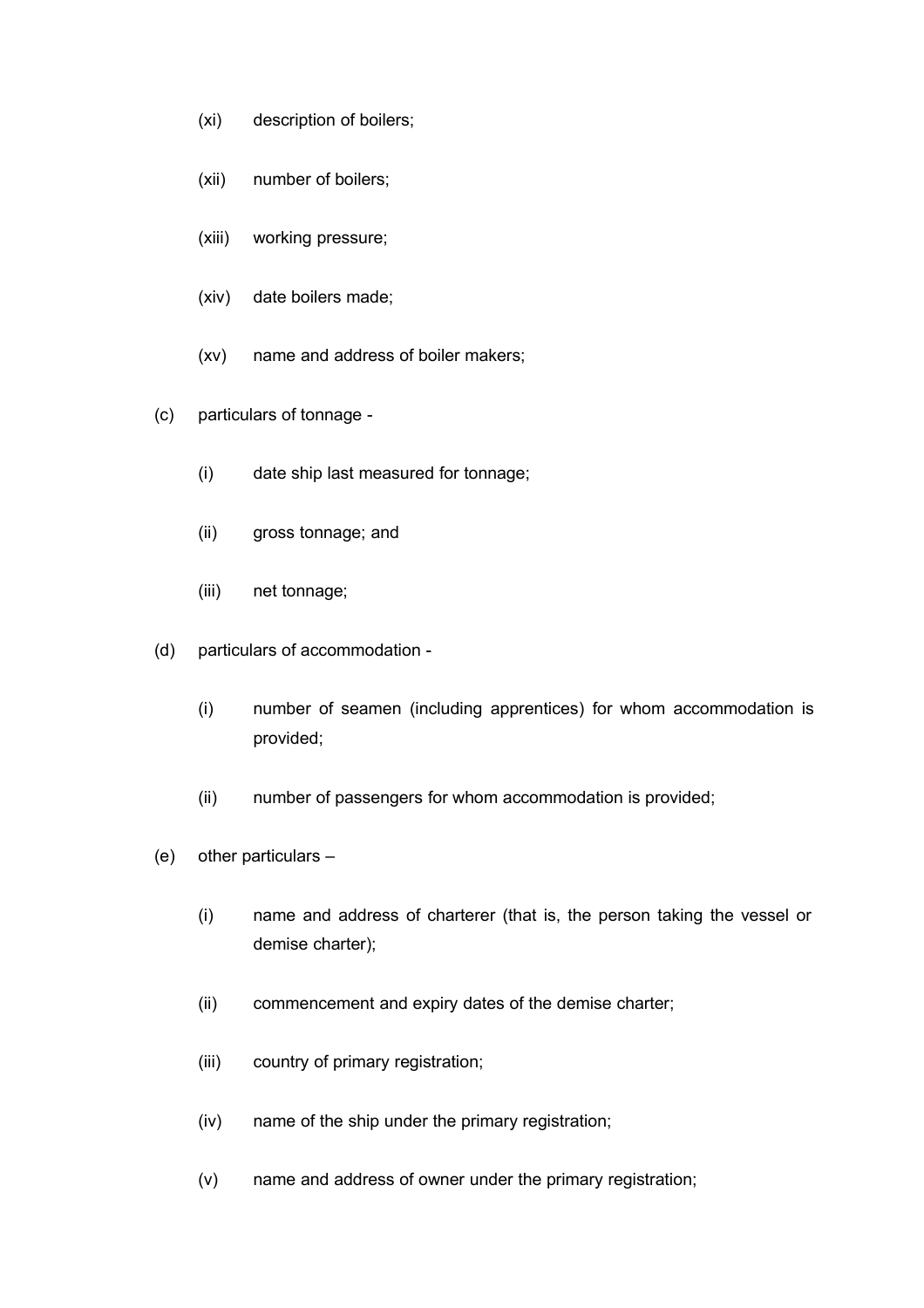(xi) description of boilers;

(xii) number of boilers;

(xiii) working pressure;

(xiv) date boilers made;

(xv) name and address of boiler makers;

(c) particulars of tonnage -

(i) date ship last measured for tonnage;

(ii) gross tonnage; and

(iii) net tonnage;

(d) particulars of accommodation -

(i) number of seamen (including apprentices) for whom accommodation is provided;

(ii) number of passengers for whom accommodation is provided;

(e) other particulars –

(i) name and address of charterer (that is, the person taking the vessel or demise charter);

(ii) commencement and expiry dates of the demise charter;

(iii) country of primary registration;

(iv) name of the ship under the primary registration;

(v) name and address of owner under the primary registration;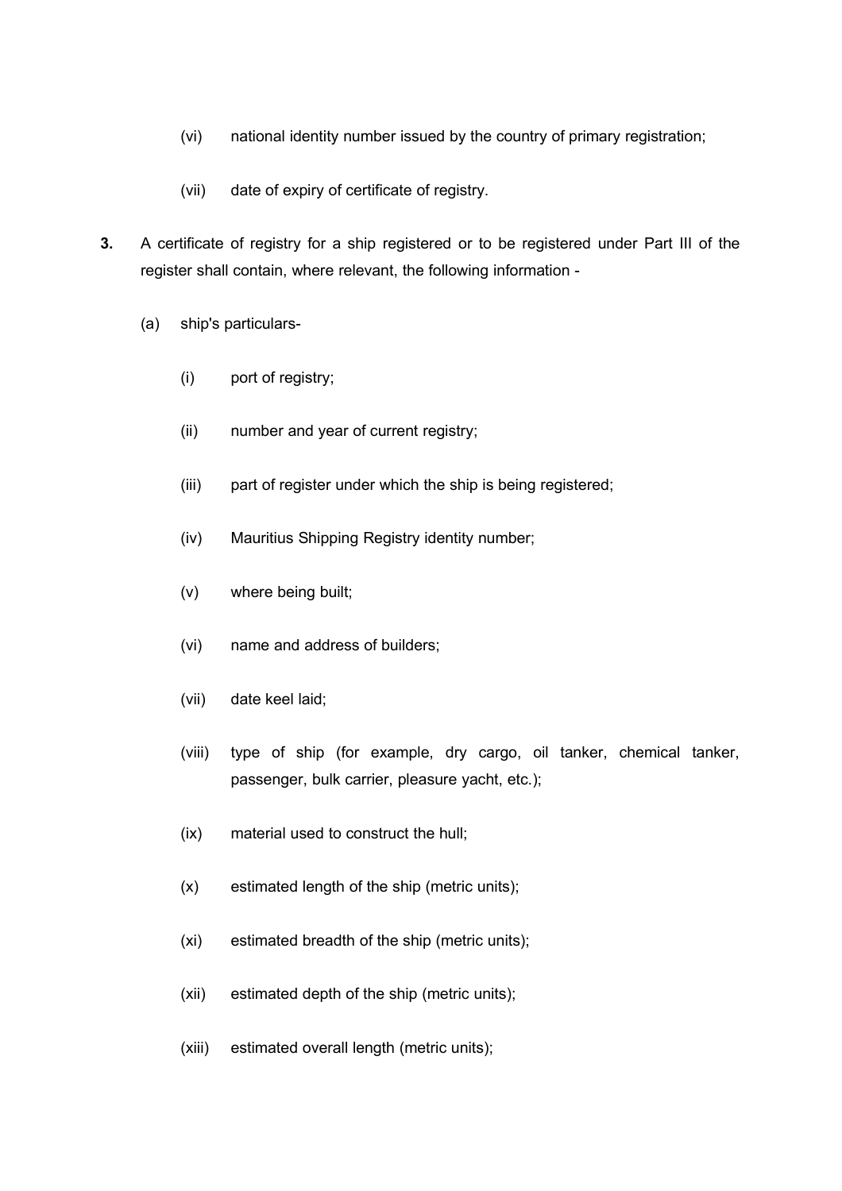(vi) national identity number issued by the country of primary registration;

(vii) date of expiry of certificate of registry.

**3.** A certificate of registry for a ship registered or to be registered under Part III of the register shall contain, where relevant, the following information -

(a) ship's particulars-

(i) port of registry;

(ii) number and year of current registry;

(iii) part of register under which the ship is being registered;

(iv) Mauritius Shipping Registry identity number;

(v) where being built;

(vi) name and address of builders;

(vii) date keel laid;

(viii) type of ship (for example, dry cargo, oil tanker, chemical tanker, passenger, bulk carrier, pleasure yacht, etc.);

(ix) material used to construct the hull;

(x) estimated length of the ship (metric units);

(xi) estimated breadth of the ship (metric units);

(xii) estimated depth of the ship (metric units);

(xiii) estimated overall length (metric units);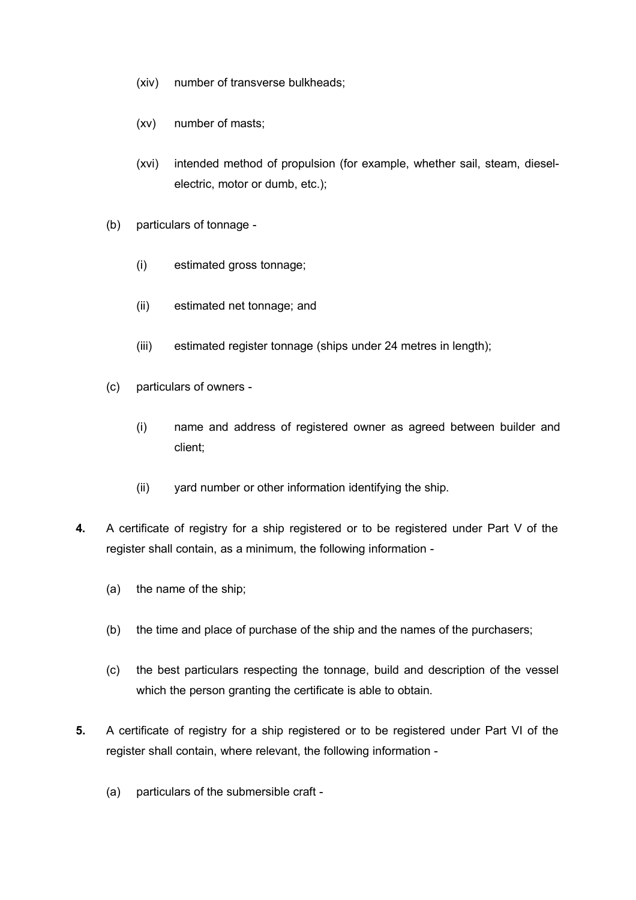(xiv) number of transverse bulkheads;

(xv) number of masts;

(xvi) intended method of propulsion (for example, whether sail, steam, diesel-electric, motor or dumb, etc.);

(b) particulars of tonnage -

(i) estimated gross tonnage;

(ii) estimated net tonnage; and

(iii) estimated register tonnage (ships under 24 metres in length);

(c) particulars of owners -

(i) name and address of registered owner as agreed between builder and client;

(ii) yard number or other information identifying the ship.

**4.** A certificate of registry for a ship registered or to be registered under Part V of the register shall contain, as a minimum, the following information -

(a) the name of the ship;

(b) the time and place of purchase of the ship and the names of the purchasers;

(c) the best particulars respecting the tonnage, build and description of the vessel which the person granting the certificate is able to obtain.

**5.** A certificate of registry for a ship registered or to be registered under Part VI of the register shall contain, where relevant, the following information -

(a) particulars of the submersible craft -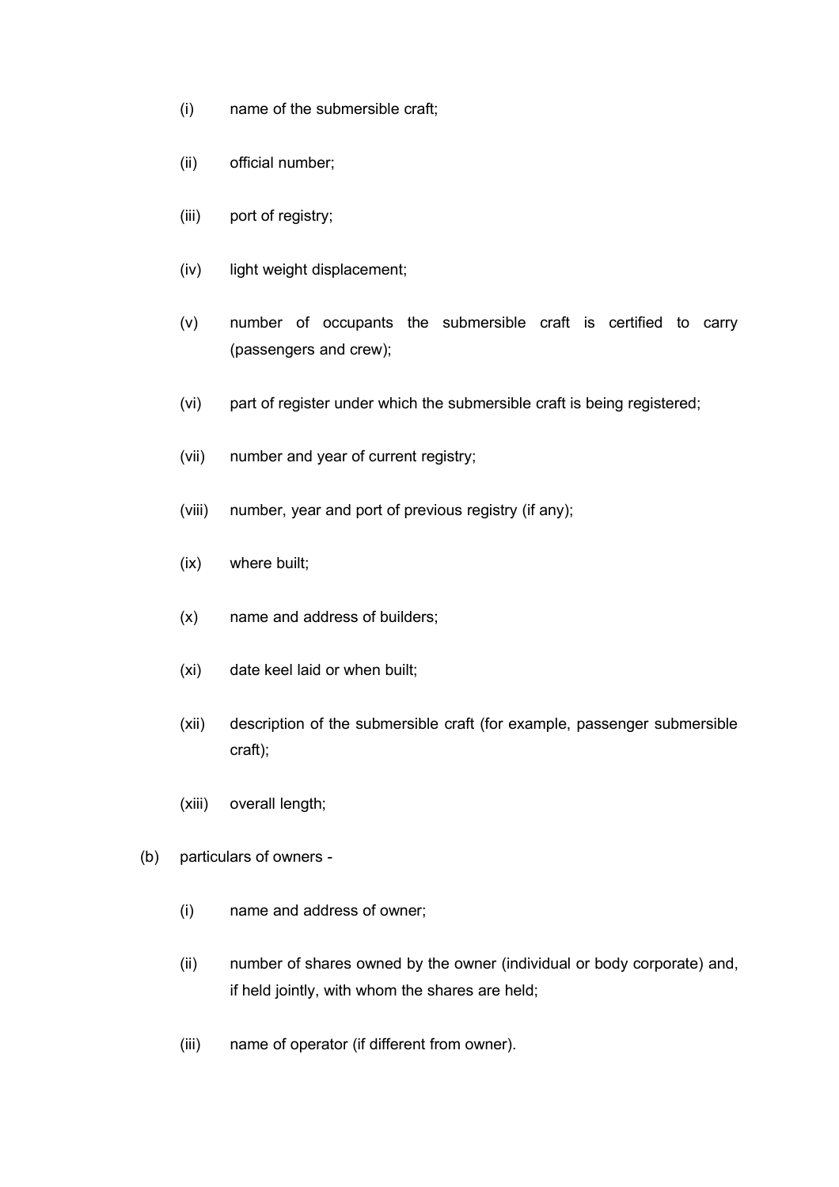- (i) name of the submersible craft;
- (ii) official number;
- (iii) port of registry;
- (iv) light weight displacement;
- (v) number of occupants the submersible craft is certified to carry (passengers and crew);
- (vi) part of register under which the submersible craft is being registered;
- (vii) number and year of current registry;
- (viii) number, year and port of previous registry (if any);
- (ix) where built;
- (x) name and address of builders;
- (xi) date keel laid or when built;
- (xii) description of the submersible craft (for example, passenger submersible craft);
- (xiii) overall length;

(b) particulars of owners -

- (i) name and address of owner;
- (ii) number of shares owned by the owner (individual or body corporate) and, if held jointly, with whom the shares are held;
- (iii) name of operator (if different from owner).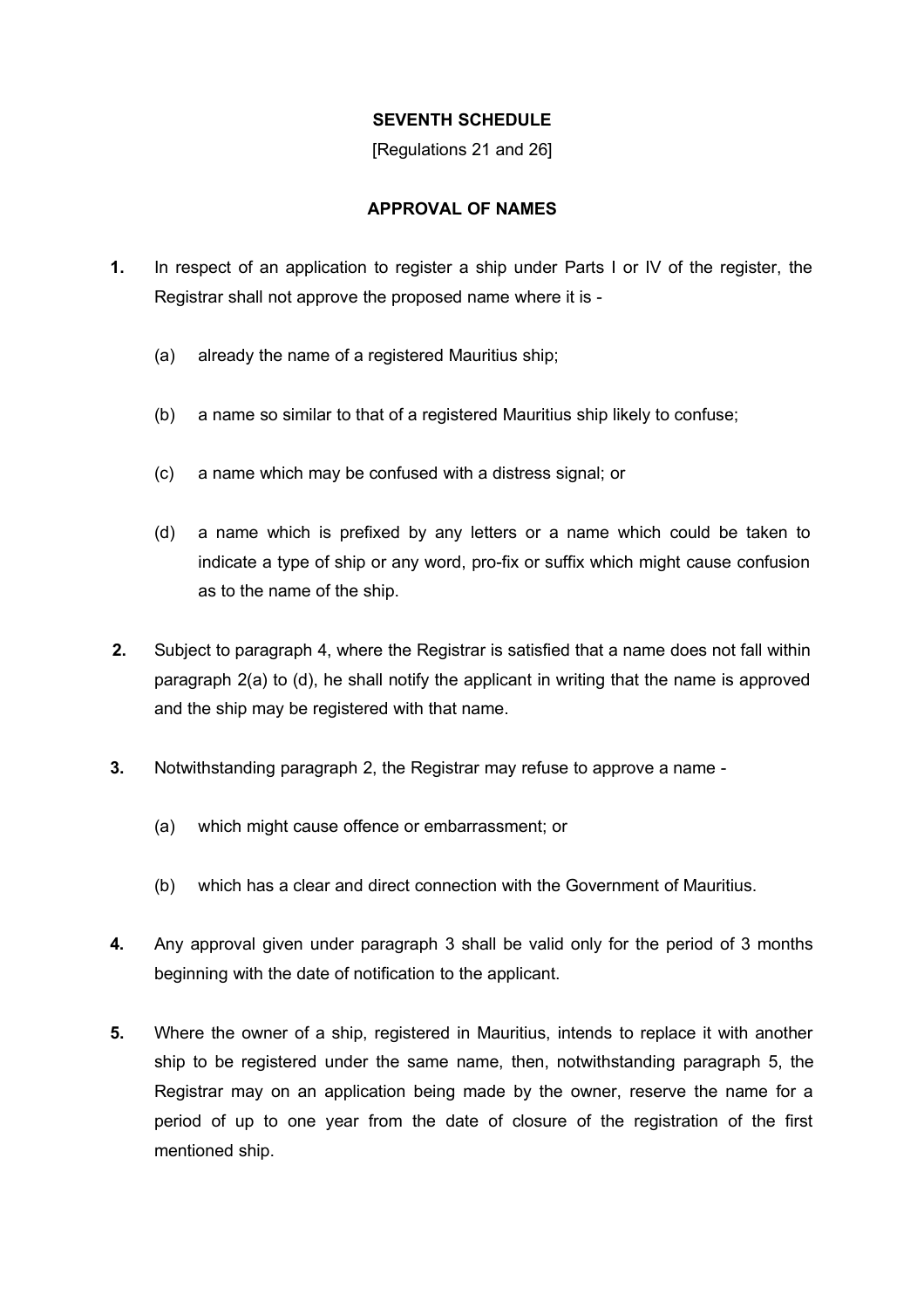**SEVENTH SCHEDULE**

[Regulations 21 and 26]

**APPROVAL OF NAMES**

**1.** In respect of an application to register a ship under Parts I or IV of the register, the Registrar shall not approve the proposed name where it is -

(a) already the name of a registered Mauritius ship;

(b) a name so similar to that of a registered Mauritius ship likely to confuse;

(c) a name which may be confused with a distress signal; or

(d) a name which is prefixed by any letters or a name which could be taken to indicate a type of ship or any word, pro-fix or suffix which might cause confusion as to the name of the ship.

**2.** Subject to paragraph 4, where the Registrar is satisfied that a name does not fall within paragraph 2(a) to (d), he shall notify the applicant in writing that the name is approved and the ship may be registered with that name.

**3.** Notwithstanding paragraph 2, the Registrar may refuse to approve a name -

(a) which might cause offence or embarrassment; or

(b) which has a clear and direct connection with the Government of Mauritius.

**4.** Any approval given under paragraph 3 shall be valid only for the period of 3 months beginning with the date of notification to the applicant.

**5.** Where the owner of a ship, registered in Mauritius, intends to replace it with another ship to be registered under the same name, then, notwithstanding paragraph 5, the Registrar may on an application being made by the owner, reserve the name for a period of up to one year from the date of closure of the registration of the first mentioned ship.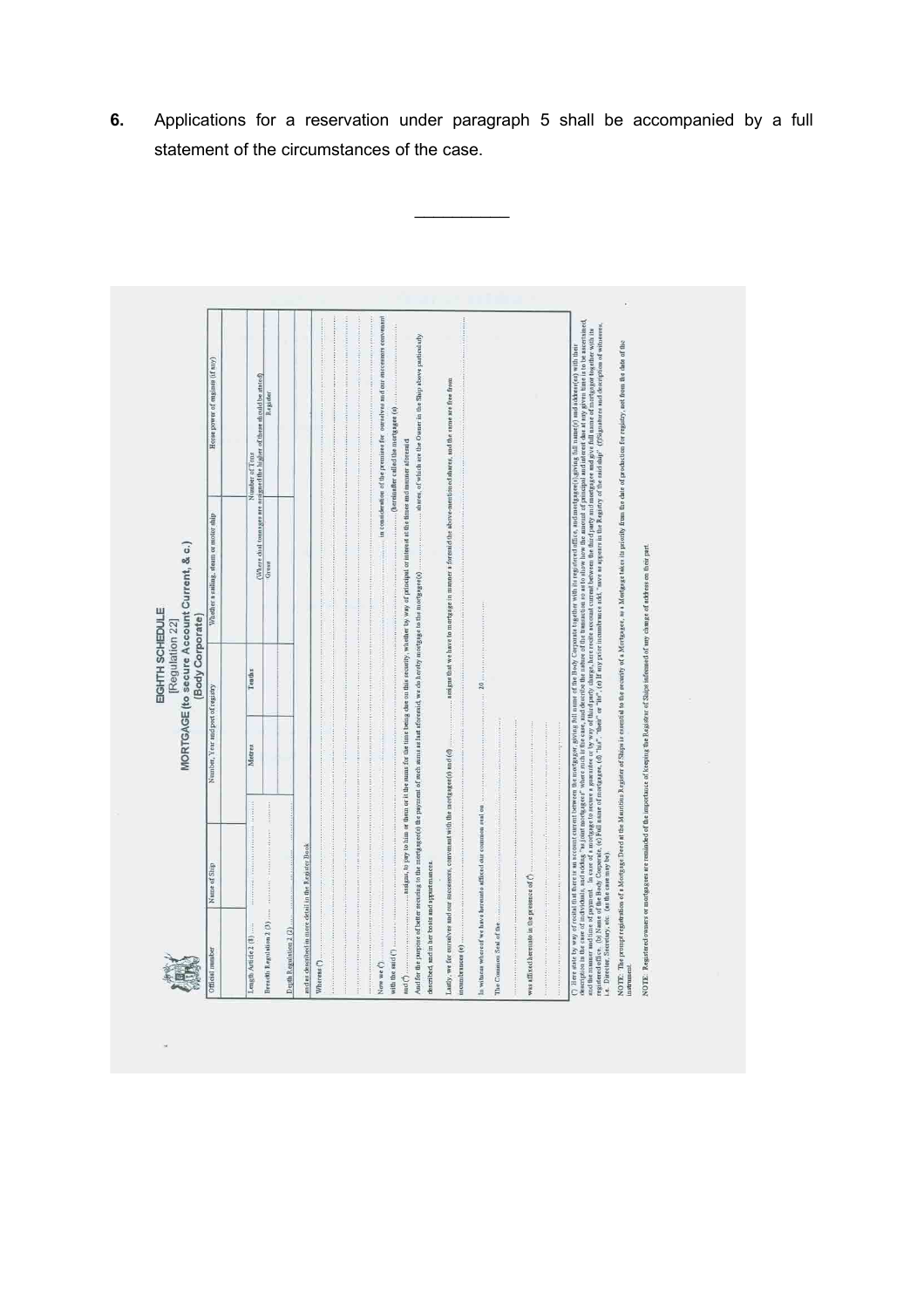**6.** Applications for a reservation under paragraph 5 shall be accompanied by a full statement of the circumstances of the case.

---

## EIGHTH SCHEDULE

[Regulation 22]

### MORTGAGE (to secure Account Current, & c.)

(Body Corporate)

| Official number | Name of Ship | Number, Year and port of registry | | Whether a sailing, steam or motor ship | Horse power of engines (if any) |
|---|---|---|---|---|---|
| | | | | | |
| | | Metres | Tenths | Number of Tons (Where dual tonnages are assigned the higher of these should be stated) | |
| Length Article 2 (1) ... | | | | Gross | Register |
| Breadth Regulation 2 (3) ... | | | | | |
| Depth Regulation 2 (2) ... | | | | | |

and as described in more detail in the Register Book

Whereas (a) ...

Now we (b) ... in consideration of the premises for ourselves and our successors covenant with the said (c) ... (hereinafter called the mortgagee (s) ...

and (d) ... assigns, to pay to him or them or it the sums for the time being due on this security, whether by way of principal or interest at the times and manner aforesaid

And for the purpose of better securing to the mortgagee(s) the payment of such sums as last aforesaid, we do hereby mortgage to the mortgagee(s) ... shares, of which are the Owner in the Ship above particularly described, and in her boats and appurtenances.

Lastly, we for ourselves and our successors, covenant with the mortgagee(s) and (d) ... assigns that we have to mortgage in manner aforesaid the above-mentioned shares, and the same are free from incumbrances (e) ...

In witness whereof we have hereunto affixed our common seal on ... 20 ...

The Common Seal of the ...

was affixed hereunto in the presence of (f) ...

(a) Here state by way of recital that there is an account current between the mortgagor giving full name of the Body Corporate together with its registered office, and mortgagee(s) giving full name(s) and address(es) with their description in the case of individuals, and adding "as joint mortgagees" where such is the case, and describe the nature of the transaction so as to show how the amount of principal and interest due at any given time is to be ascertained, and the manner and time of payment. In case of a mortgage to secure a guarantee or by way of third party charge, here recite account current between the third party and mortgagee and give full name of mortgagor together with its registered office. (b) Name of the Body Corporate. (c) Full name of mortgagee. (d) "his", "their" or "its". (e) If any prior incumbrance add, "save as appears in the Registry of the said ship". (f) Signatures and description of witnesses, i.e. Director, Secretary, etc. (as the case may be).

NOTE: The prompt registration of a Mortgage Deed at the Mauritius Register of Ships is essential to the security of a Mortgagee, as a Mortgage takes its priority from the date of production for registry, not from the date of the instrument.

NOTE: Registered owners or mortgagees are reminded of the importance of keeping the Registrar of Ships informed of any change of address on their part.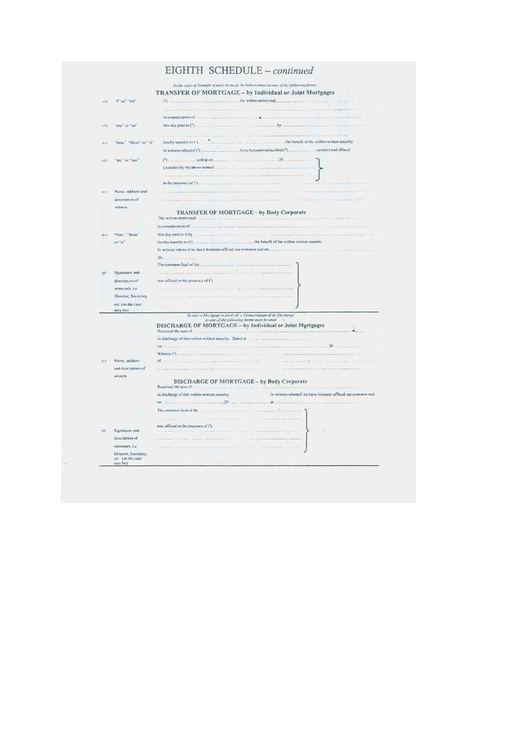# EIGHTH SCHEDULE – *continued*

*In the case of Transfer it must be made by Indorsement on one of the following forms:*

## TRANSFER OF MORTGAGE – by Individual or Joint Mortgages

(a) "I" or "we"
(b) "me" or "us"
(c) "him," "them" or "it"
(d) "my" or "our"
(e) Name, address and description of witness

(a) .................................... the within mentioned ....................................

....................................................................................................

in consideration of ....................................................................................................

this day paid to (b) .................................... by ....................................

....................................................................................................

hereby transfer to (c) .................................... the benefit of the within-written security.

In witness whereof (a) .................................... have hereunto subscribed (d) .................................... name(s) and affixed

(d) .................... seal(s) on .................................... 20 ....................

Executed by the above-named ....................................

....................................................................................................

in the presence of (e) ....................................

....................................................................................................

....................................................................................................

## TRANSFER OF MORTGAGE – by Body Corporate

(e) "him", "them" or "it"
(f) Signatures and description of witnesses, i.e. Director, Secretary, etc. (as the case may be)

The within-mentioned ....................................................................................................

in consideration of ....................................................................................................

this day paid to it by ....................................................................................................

hereby transfer to (e) .................................... the benefit of the within-written security.

In witness whereof we have hereunto affixed our common seal on ....................................

20....................

The common Seal of the ....................................

....................................................................................................

was affixed in the presence of (f)

....................................................................................................

....................................................................................................

....................................................................................................

*In case a Mortgage is paid-off, a Memorandum of its Discharge in one of the following forms must be used*

## DISCHARGE OF MORTGAGE – by Individual or Joint Mortgages

(e) Name, address and description of witness

Received the sum of ....................................................................................................

in discharge of this within-written security. Dated at ....................................

on .................................................................................... 20 ....................

Witness (e) ....................................

of ....................................................................................................

....................................................................................................

## DISCHARGE OF MORTGAGE – by Body Corporate

(f) Signatures and description of witnesses, i.e. Director, Secretary, etc. (as the case may be)

Received the sum of ....................................................................................................

in discharge of this within-written security. In witness whereof we have hereunto affixed our common seal

on .................................... 20 .................... at ....................................

The common Seal of the ....................................

....................................................................................................

was affixed in the presence of (f)

....................................................................................................

....................................................................................................

....................................................................................................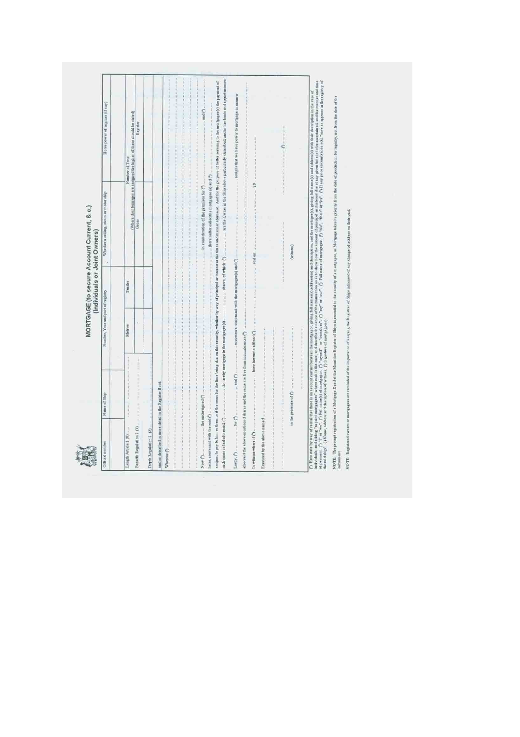# MORTGAGE (to secure Account Current, & c.)

## (Individuals or Joint Owners)

| Official number | Name of Ship | Number, Year and port of registry | | Whether a sailing, steam or motor ship | Horse power of engines (if any) |
|---|---|---|---|---|---|
| | | | | | |
| Length Article 2 (8) …… | | Metres | Tenths | Number of Tons (Where dual tonnages are assigned the higher of these should be stated) | |
| Breadth Regulation 2 (3) …… | | | | Gross | Register |
| Depth Regulation 2 (2) …… | | | | | |

and as described in more detail in the Register Book

Whereas (¹) ……………………………………………………………………………………………………………………

Now (²) …………… the undersigned (³) …………………………………… in consideration of the premises for (⁴) …………………… and (⁵) ……………… heirs, covenant with the said (⁶) …………………………………… (hereinafter called the mortgagee (s) and (⁷) …………………… assigns, to pay to him or them or it the sums for the time being due on this security, whether by way of principal or interest at the times and manner aforesaid. And for the purpose of better securing to the mortgagee(s) the payment of such sums as last aforesaid, (⁸) …………… do hereby mortgage to the mortgagee(s) …………… shares, of which (⁹) …………… are the Owner in the Ship above particularly described, and in her boats and appurtenances.

Lastly, (¹⁰) …………… for (¹¹) …………… and (¹²) …………… successors, covenant with the mortgagee(s) and (¹³) …………… assigns that we have power to mortgage in manner aforesaid the above-mentioned shares and the same are free from incumbrances (¹⁴) ……………………………………

In witness whereof (¹⁵) …………………… have hereunto affixed (¹⁶) …………… seal on …………………… 20 ……

Executed by the above-named ……………………………………

…………………………………… in the presence of (¹⁷) …………………………… …………………… (¹⁸) ……………

(witness)

(¹) Here state by way of recital that there is an account current between the mortgagor, giving full name(s), address(es) and description, and the mortgagee(s), giving full name(s) and address(es) with their description in the case of individual, and adding "as joint mortgagees" where such is the case, and describe the nature of the transaction so as to show how the amount of principal and interest due at any given time is to be ascertained, and the manner and time of payment. (²) "I" or "we". (³) Full name(s) of mortgagor. (⁴) "myself" or "ourselves". (⁵) "my" or "our". (⁶) Full name of mortgagee. (⁷) "his", "their" or "its". (⁸) If any prior encumbrance add, "save as appears in the registry of the said ship". (⁹) Name, address and description of witness. (¹⁰) Signature of mortgagor(s).

NOTE: The prompt registration of a Mortgage Deed at the Mauritius Register of Ships is essential to the security of a mortgagee, as Mortgage takes its priority from the date of production for registry, not from the date of the instrument.

NOTE: Registered owners or mortgagees are reminded of the importance of keeping the Registrar of Ships informed of any change of address on their part.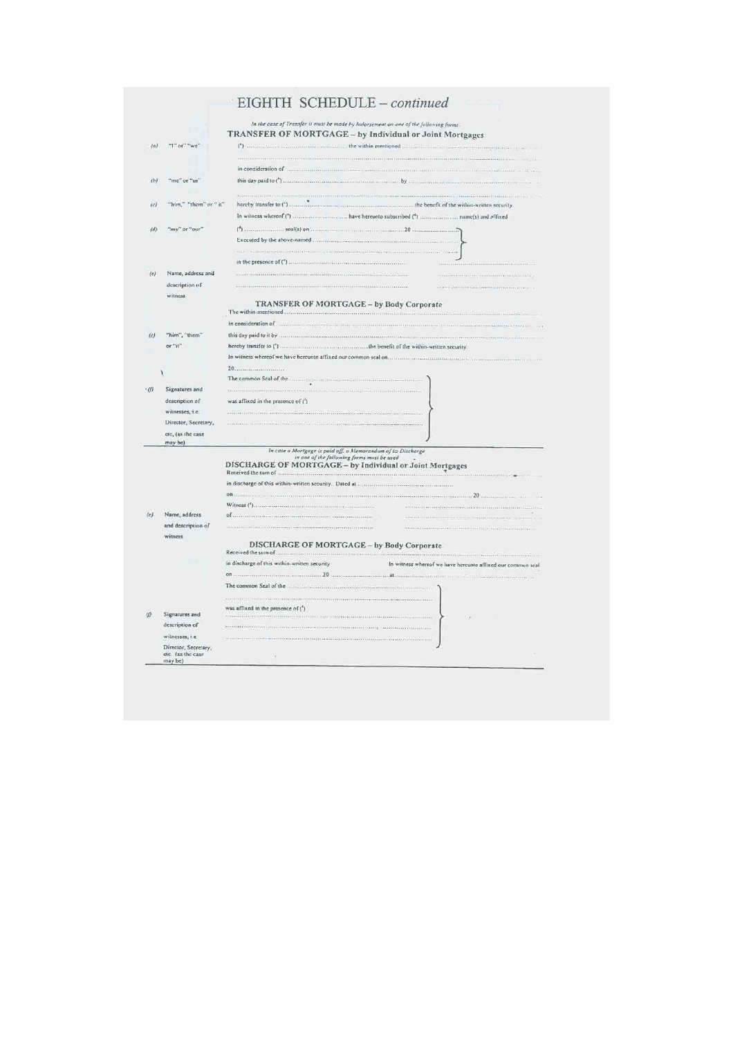# EIGHTH SCHEDULE – *continued*

*In the case of Transfer it must be made by Indorsement on one of the following forms:*

## TRANSFER OF MORTGAGE – by Individual or Joint Mortgages

(a) "I" or "we"

(b) "me" or "us"

(c) "him," "them" or "it"

(d) "my" or "our"

(e) Name, address and description of witness

(ᵃ) .................................... the within mentioned ....................................

....................................................................................................

in consideration of ....................................................................................

this day paid to (ᵇ) .................................... by ....................................

....................................................................................................

hereby transfer to (ᶜ) .................................... the benefit of the within-written security.

In witness whereof (ᵃ) .................... have hereunto subscribed (ᵈ) .................... name(s) and affixed

(ᵈ) .................... seal(s) on .................................... 20 ....................

Executed by the above-named ....................................

....................................................................................................

in the presence of (ᵉ) ....................................

....................................................................................................

## TRANSFER OF MORTGAGE – by Body Corporate

(c) "him", "them" or "it"

(f) Signatures and description of witnesses, i.e. Director, Secretary, etc. (as the case may be)

The within-mentioned ....................................................................................

in consideration of ....................................................................................

this day paid to it by ....................................................................................

hereby transfer to (ᶜ) .................................... the benefit of the within-written security.

In witness whereof we have hereunto affixed our common seal on ....................................

20 ....................

The common Seal of the ....................................

....................................................................................................

was affixed in the presence of (ᶠ)

....................................................................................................

....................................................................................................

*In case a Mortgage is paid off, a Memorandum of its Discharge in one of the following forms must be used*

## DISCHARGE OF MORTGAGE – by Individual or Joint Mortgages

(e) Name, address and description of witness

Received the sum of ....................................................................................

in discharge of this within-written security. Dated at ....................................

on .................................... 20 ....................

Witness (ᵉ) ....................................

of ....................................

....................................................................................................

## DISCHARGE OF MORTGAGE – by Body Corporate

(f) Signatures and description of witnesses, i.e. Director, Secretary, etc. (as the case may be)

Received the sum of ....................................................................................

in discharge of this within-written security. In witness whereof we have hereunto affixed our common seal

on .................................... 20 .................... at ....................................

The common Seal of the ....................................

....................................................................................................

was affixed in the presence of (ᶠ)

....................................................................................................

....................................................................................................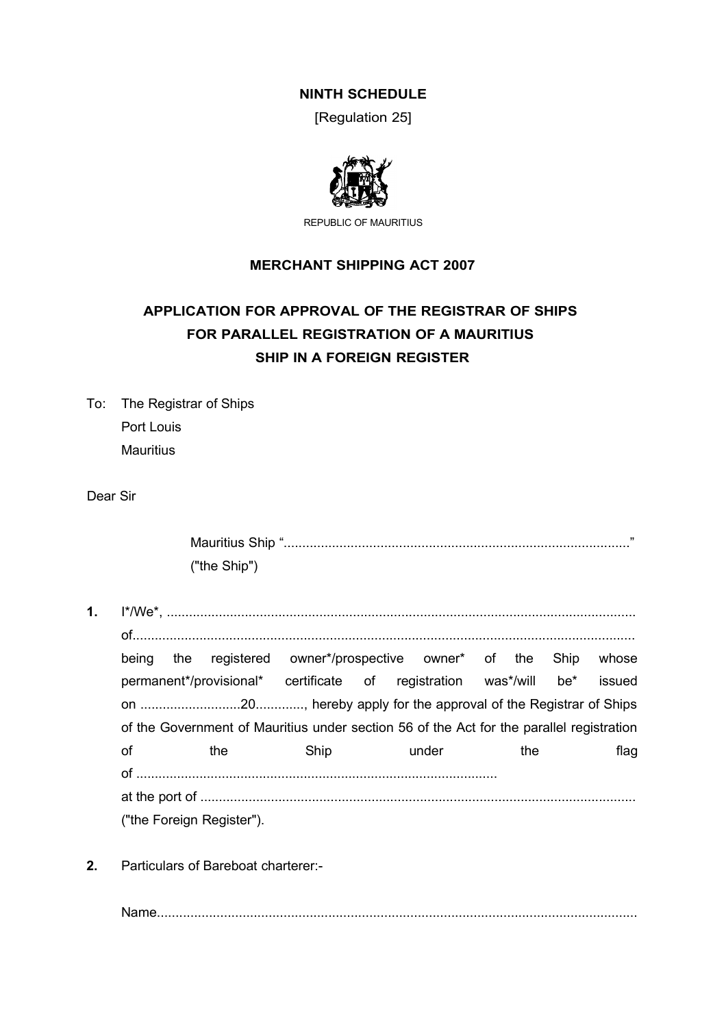**NINTH SCHEDULE**

[Regulation 25]

REPUBLIC OF MAURITIUS

**MERCHANT SHIPPING ACT 2007**

**APPLICATION FOR APPROVAL OF THE REGISTRAR OF SHIPS FOR PARALLEL REGISTRATION OF A MAURITIUS SHIP IN A FOREIGN REGISTER**

To: The Registrar of Ships
Port Louis
Mauritius

Dear Sir

Mauritius Ship "............................................................................................"
("the Ship")

**1.** I*/We*, ............................................................................................................................
of......................................................................................................................................
being the registered owner*/prospective owner* of the Ship whose permanent*/provisional* certificate of registration was*/will be* issued on ...........................20............., hereby apply for the approval of the Registrar of Ships of the Government of Mauritius under section 56 of the Act for the parallel registration of the Ship under the flag of ...............................................................................................
at the port of ....................................................................................................................
("the Foreign Register").

**2.** Particulars of Bareboat charterer:-

Name...............................................................................................................................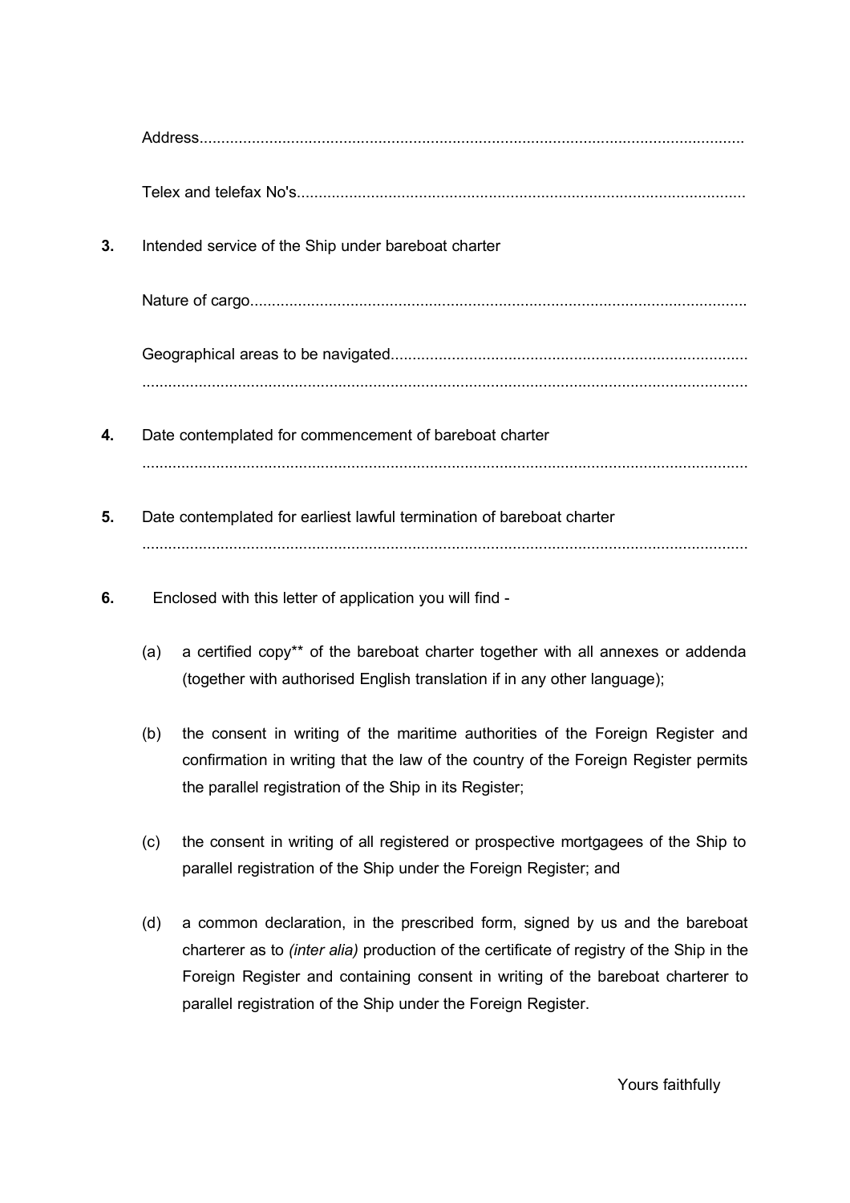Address.............................................................................................................................

Telex and telefax No's.......................................................................................................

**3.** Intended service of the Ship under bareboat charter

Nature of cargo.................................................................................................................

Geographical areas to be navigated.................................................................................
...........................................................................................................................................

**4.** Date contemplated for commencement of bareboat charter
...........................................................................................................................................

**5.** Date contemplated for earliest lawful termination of bareboat charter
...........................................................................................................................................

**6.** Enclosed with this letter of application you will find -

(a) a certified copy** of the bareboat charter together with all annexes or addenda (together with authorised English translation if in any other language);

(b) the consent in writing of the maritime authorities of the Foreign Register and confirmation in writing that the law of the country of the Foreign Register permits the parallel registration of the Ship in its Register;

(c) the consent in writing of all registered or prospective mortgagees of the Ship to parallel registration of the Ship under the Foreign Register; and

(d) a common declaration, in the prescribed form, signed by us and the bareboat charterer as to *(inter alia)* production of the certificate of registry of the Ship in the Foreign Register and containing consent in writing of the bareboat charterer to parallel registration of the Ship under the Foreign Register.

Yours faithfully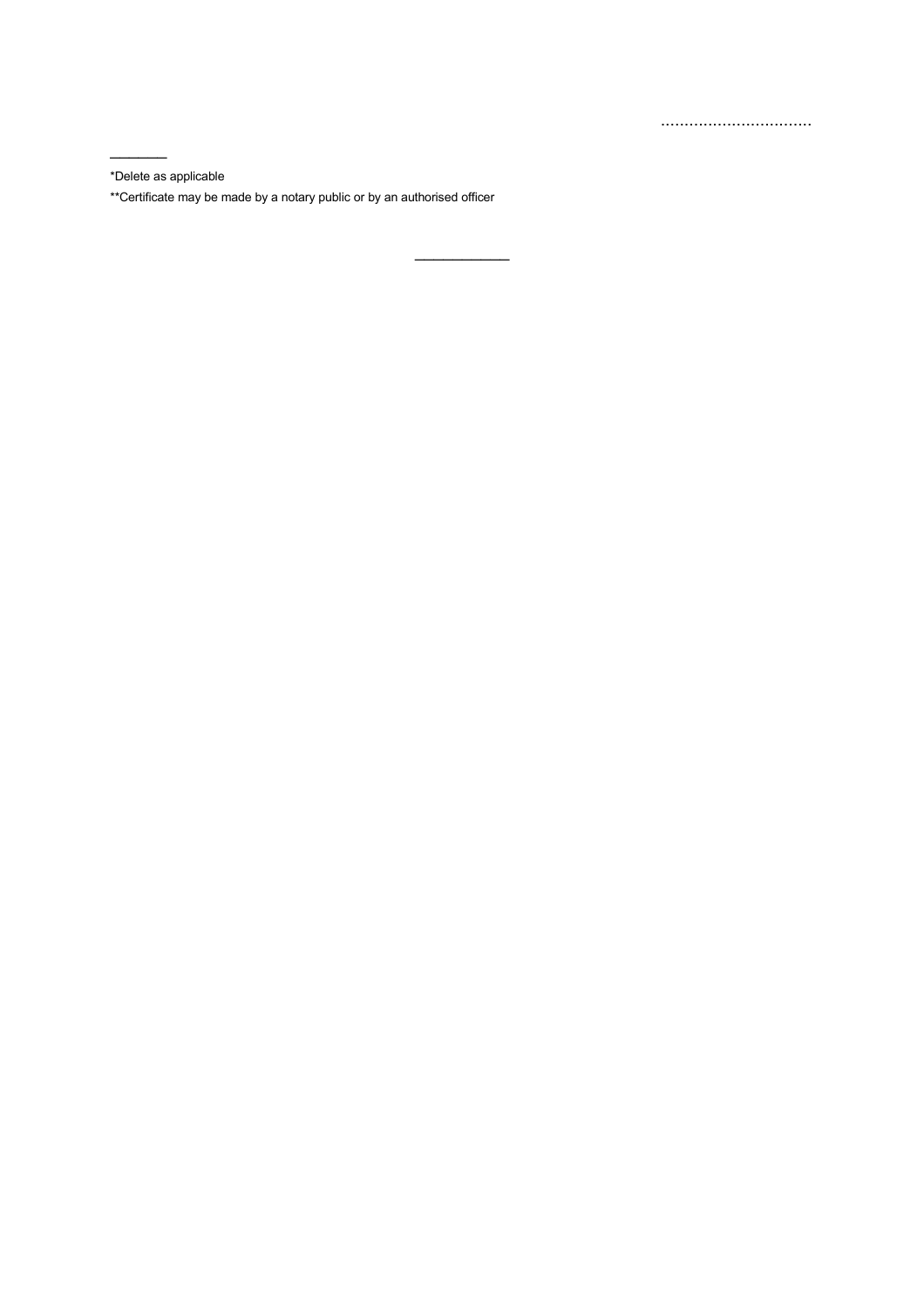……………………………

---

*Delete as applicable

**Certificate may be made by a notary public or by an authorised officer

---